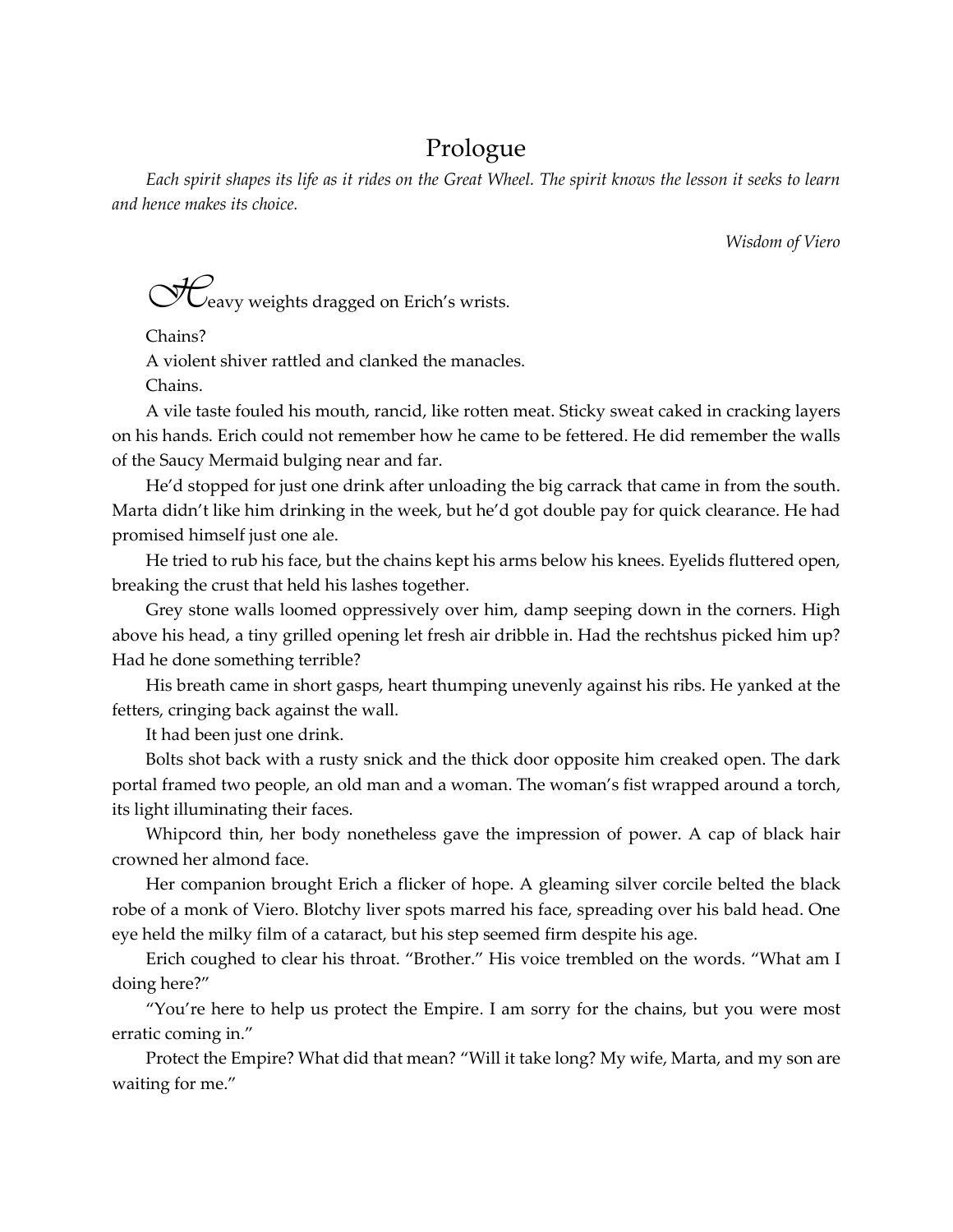# Prologue

*Each spirit shapes its life as it rides on the Great Wheel. The spirit knows the lesson it seeks to learn and hence makes its choice.*

*Wisdom of Viero*

Heavy weights dragged on Erich's wrists.

Chains?

A violent shiver rattled and clanked the manacles.

Chains.

A vile taste fouled his mouth, rancid, like rotten meat. Sticky sweat caked in cracking layers on his hands. Erich could not remember how he came to be fettered. He did remember the walls of the Saucy Mermaid bulging near and far.

He'd stopped for just one drink after unloading the big carrack that came in from the south. Marta didn't like him drinking in the week, but he'd got double pay for quick clearance. He had promised himself just one ale.

He tried to rub his face, but the chains kept his arms below his knees. Eyelids fluttered open, breaking the crust that held his lashes together.

Grey stone walls loomed oppressively over him, damp seeping down in the corners. High above his head, a tiny grilled opening let fresh air dribble in. Had the rechtshus picked him up? Had he done something terrible?

His breath came in short gasps, heart thumping unevenly against his ribs. He yanked at the fetters, cringing back against the wall.

It had been just one drink.

Bolts shot back with a rusty snick and the thick door opposite him creaked open. The dark portal framed two people, an old man and a woman. The woman's fist wrapped around a torch, its light illuminating their faces.

Whipcord thin, her body nonetheless gave the impression of power. A cap of black hair crowned her almond face.

Her companion brought Erich a flicker of hope. A gleaming silver corcile belted the black robe of a monk of Viero. Blotchy liver spots marred his face, spreading over his bald head. One eye held the milky film of a cataract, but his step seemed firm despite his age.

Erich coughed to clear his throat. "Brother." His voice trembled on the words. "What am I doing here?"

"You're here to help us protect the Empire. I am sorry for the chains, but you were most erratic coming in."

Protect the Empire? What did that mean? "Will it take long? My wife, Marta, and my son are waiting for me."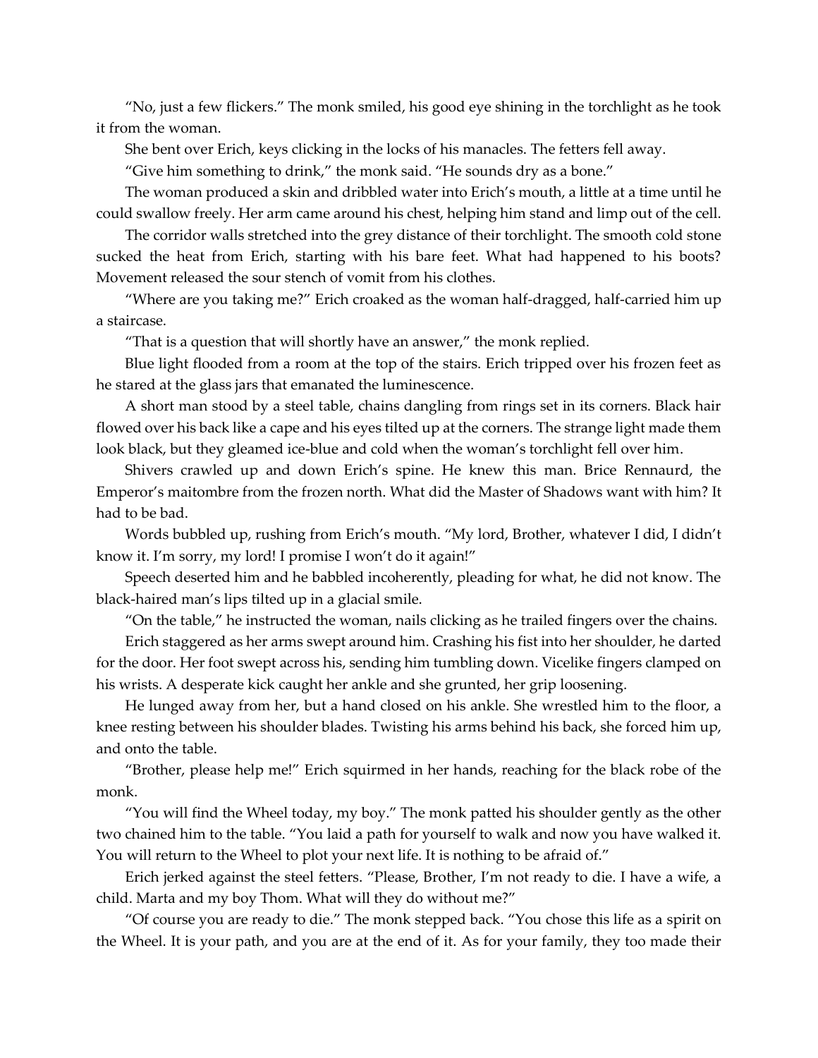"No, just a few flickers." The monk smiled, his good eye shining in the torchlight as he took it from the woman.

She bent over Erich, keys clicking in the locks of his manacles. The fetters fell away.

"Give him something to drink," the monk said. "He sounds dry as a bone."

The woman produced a skin and dribbled water into Erich's mouth, a little at a time until he could swallow freely. Her arm came around his chest, helping him stand and limp out of the cell.

The corridor walls stretched into the grey distance of their torchlight. The smooth cold stone sucked the heat from Erich, starting with his bare feet. What had happened to his boots? Movement released the sour stench of vomit from his clothes.

"Where are you taking me?" Erich croaked as the woman half-dragged, half-carried him up a staircase.

"That is a question that will shortly have an answer," the monk replied.

Blue light flooded from a room at the top of the stairs. Erich tripped over his frozen feet as he stared at the glass jars that emanated the luminescence.

A short man stood by a steel table, chains dangling from rings set in its corners. Black hair flowed over his back like a cape and his eyes tilted up at the corners. The strange light made them look black, but they gleamed ice-blue and cold when the woman's torchlight fell over him.

Shivers crawled up and down Erich's spine. He knew this man. Brice Rennaurd, the Emperor's maitombre from the frozen north. What did the Master of Shadows want with him? It had to be bad.

Words bubbled up, rushing from Erich's mouth. "My lord, Brother, whatever I did, I didn't know it. I'm sorry, my lord! I promise I won't do it again!"

Speech deserted him and he babbled incoherently, pleading for what, he did not know. The black-haired man's lips tilted up in a glacial smile.

"On the table," he instructed the woman, nails clicking as he trailed fingers over the chains.

Erich staggered as her arms swept around him. Crashing his fist into her shoulder, he darted for the door. Her foot swept across his, sending him tumbling down. Vicelike fingers clamped on his wrists. A desperate kick caught her ankle and she grunted, her grip loosening.

He lunged away from her, but a hand closed on his ankle. She wrestled him to the floor, a knee resting between his shoulder blades. Twisting his arms behind his back, she forced him up, and onto the table.

"Brother, please help me!" Erich squirmed in her hands, reaching for the black robe of the monk.

"You will find the Wheel today, my boy." The monk patted his shoulder gently as the other two chained him to the table. "You laid a path for yourself to walk and now you have walked it. You will return to the Wheel to plot your next life. It is nothing to be afraid of."

Erich jerked against the steel fetters. "Please, Brother, I'm not ready to die. I have a wife, a child. Marta and my boy Thom. What will they do without me?"

"Of course you are ready to die." The monk stepped back. "You chose this life as a spirit on the Wheel. It is your path, and you are at the end of it. As for your family, they too made their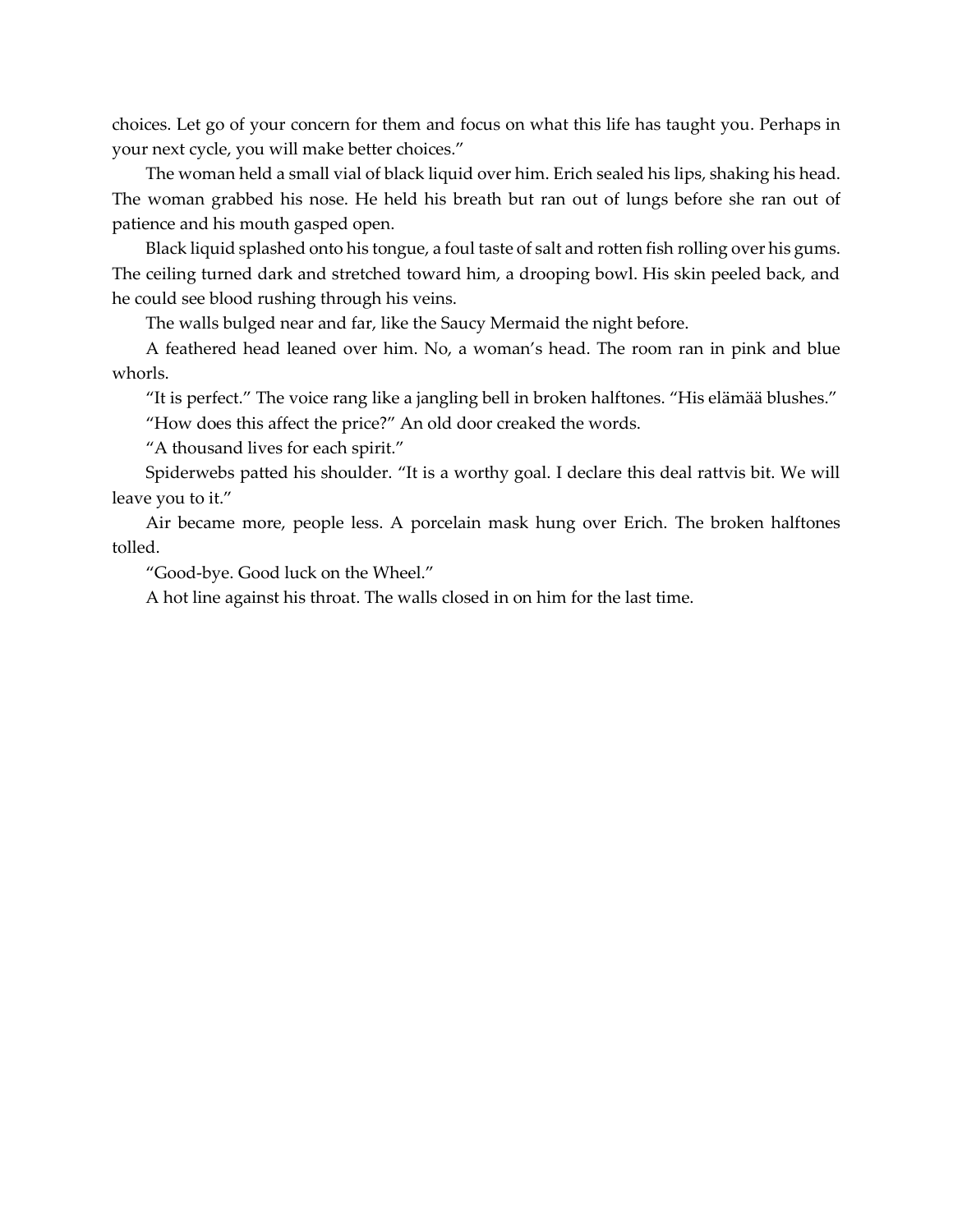choices. Let go of your concern for them and focus on what this life has taught you. Perhaps in your next cycle, you will make better choices."

The woman held a small vial of black liquid over him. Erich sealed his lips, shaking his head. The woman grabbed his nose. He held his breath but ran out of lungs before she ran out of patience and his mouth gasped open.

Black liquid splashed onto his tongue, a foul taste of salt and rotten fish rolling over his gums. The ceiling turned dark and stretched toward him, a drooping bowl. His skin peeled back, and he could see blood rushing through his veins.

The walls bulged near and far, like the Saucy Mermaid the night before.

A feathered head leaned over him. No, a woman's head. The room ran in pink and blue whorls.

"It is perfect." The voice rang like a jangling bell in broken halftones. "His elämää blushes."

"How does this affect the price?" An old door creaked the words.

"A thousand lives for each spirit."

Spiderwebs patted his shoulder. "It is a worthy goal. I declare this deal rattvis bit. We will leave you to it."

Air became more, people less. A porcelain mask hung over Erich. The broken halftones tolled.

"Good-bye. Good luck on the Wheel."

A hot line against his throat. The walls closed in on him for the last time.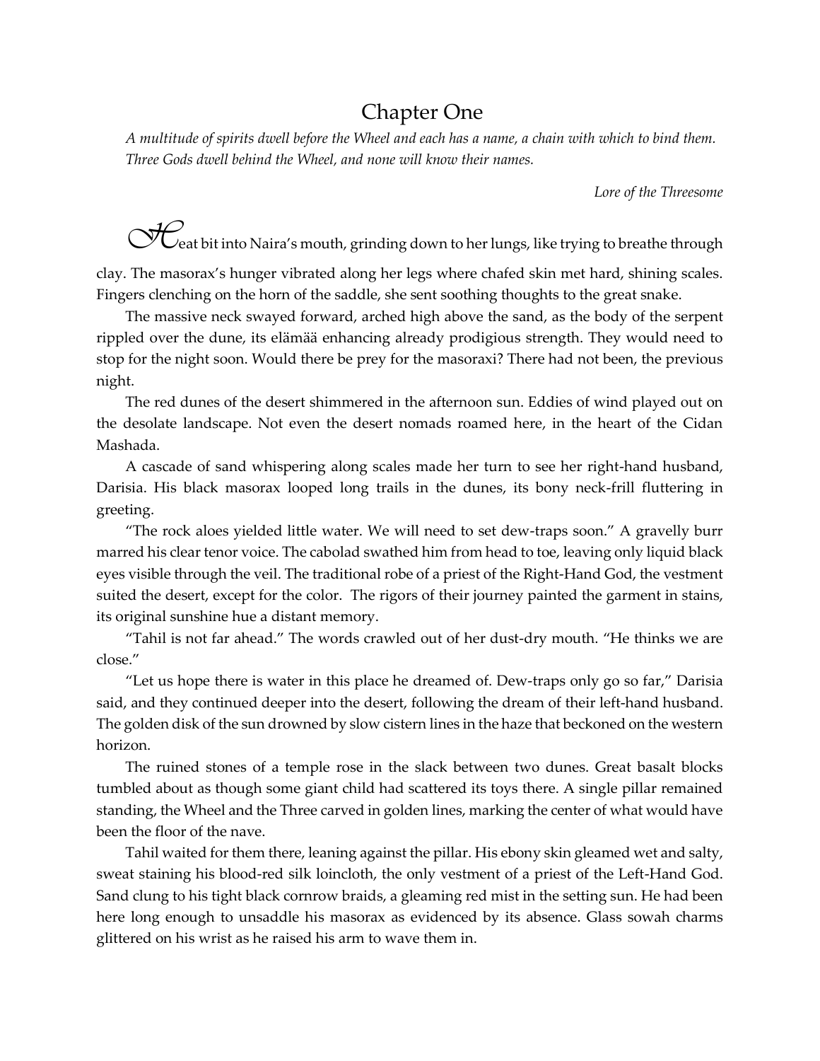# Chapter One

*A multitude of spirits dwell before the Wheel and each has a name, a chain with which to bind them. Three Gods dwell behind the Wheel, and none will know their names.*

*Lore of the Threesome*

Heat bit into Naira's mouth, grinding down to her lungs, like trying to breathe through clay. The masorax's hunger vibrated along her legs where chafed skin met hard, shining scales. Fingers clenching on the horn of the saddle, she sent soothing thoughts to the great snake.

The massive neck swayed forward, arched high above the sand, as the body of the serpent rippled over the dune, its elämää enhancing already prodigious strength. They would need to stop for the night soon. Would there be prey for the masoraxi? There had not been, the previous night.

The red dunes of the desert shimmered in the afternoon sun. Eddies of wind played out on the desolate landscape. Not even the desert nomads roamed here, in the heart of the Cidan Mashada.

A cascade of sand whispering along scales made her turn to see her right-hand husband, Darisia. His black masorax looped long trails in the dunes, its bony neck-frill fluttering in greeting.

"The rock aloes yielded little water. We will need to set dew-traps soon." A gravelly burr marred his clear tenor voice. The cabolad swathed him from head to toe, leaving only liquid black eyes visible through the veil. The traditional robe of a priest of the Right-Hand God, the vestment suited the desert, except for the color. The rigors of their journey painted the garment in stains, its original sunshine hue a distant memory.

"Tahil is not far ahead." The words crawled out of her dust-dry mouth. "He thinks we are close."

"Let us hope there is water in this place he dreamed of. Dew-traps only go so far," Darisia said, and they continued deeper into the desert, following the dream of their left-hand husband. The golden disk of the sun drowned by slow cistern lines in the haze that beckoned on the western horizon.

The ruined stones of a temple rose in the slack between two dunes. Great basalt blocks tumbled about as though some giant child had scattered its toys there. A single pillar remained standing, the Wheel and the Three carved in golden lines, marking the center of what would have been the floor of the nave.

Tahil waited for them there, leaning against the pillar. His ebony skin gleamed wet and salty, sweat staining his blood-red silk loincloth, the only vestment of a priest of the Left-Hand God. Sand clung to his tight black cornrow braids, a gleaming red mist in the setting sun. He had been here long enough to unsaddle his masorax as evidenced by its absence. Glass sowah charms glittered on his wrist as he raised his arm to wave them in.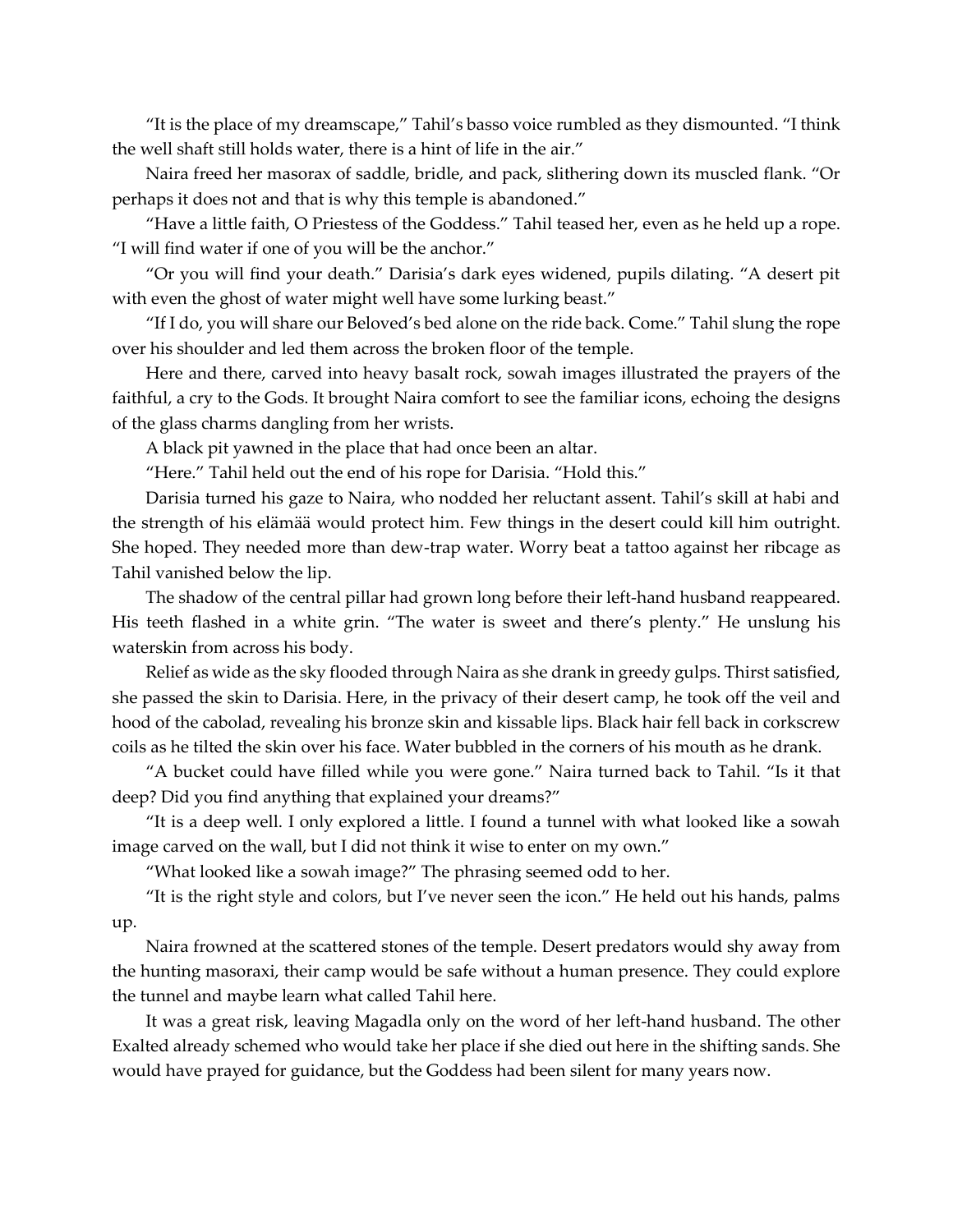"It is the place of my dreamscape," Tahil's basso voice rumbled as they dismounted. "I think the well shaft still holds water, there is a hint of life in the air."

Naira freed her masorax of saddle, bridle, and pack, slithering down its muscled flank. "Or perhaps it does not and that is why this temple is abandoned."

"Have a little faith, O Priestess of the Goddess." Tahil teased her, even as he held up a rope. "I will find water if one of you will be the anchor."

"Or you will find your death." Darisia's dark eyes widened, pupils dilating. "A desert pit with even the ghost of water might well have some lurking beast."

"If I do, you will share our Beloved's bed alone on the ride back. Come." Tahil slung the rope over his shoulder and led them across the broken floor of the temple.

Here and there, carved into heavy basalt rock, sowah images illustrated the prayers of the faithful, a cry to the Gods. It brought Naira comfort to see the familiar icons, echoing the designs of the glass charms dangling from her wrists.

A black pit yawned in the place that had once been an altar.

"Here." Tahil held out the end of his rope for Darisia. "Hold this."

Darisia turned his gaze to Naira, who nodded her reluctant assent. Tahil's skill at habi and the strength of his elämää would protect him. Few things in the desert could kill him outright. She hoped. They needed more than dew-trap water. Worry beat a tattoo against her ribcage as Tahil vanished below the lip.

The shadow of the central pillar had grown long before their left-hand husband reappeared. His teeth flashed in a white grin. "The water is sweet and there's plenty." He unslung his waterskin from across his body.

Relief as wide as the sky flooded through Naira as she drank in greedy gulps. Thirst satisfied, she passed the skin to Darisia. Here, in the privacy of their desert camp, he took off the veil and hood of the cabolad, revealing his bronze skin and kissable lips. Black hair fell back in corkscrew coils as he tilted the skin over his face. Water bubbled in the corners of his mouth as he drank.

"A bucket could have filled while you were gone." Naira turned back to Tahil. "Is it that deep? Did you find anything that explained your dreams?"

"It is a deep well. I only explored a little. I found a tunnel with what looked like a sowah image carved on the wall, but I did not think it wise to enter on my own."

"What looked like a sowah image?" The phrasing seemed odd to her.

"It is the right style and colors, but I've never seen the icon." He held out his hands, palms up.

Naira frowned at the scattered stones of the temple. Desert predators would shy away from the hunting masoraxi, their camp would be safe without a human presence. They could explore the tunnel and maybe learn what called Tahil here.

It was a great risk, leaving Magadla only on the word of her left-hand husband. The other Exalted already schemed who would take her place if she died out here in the shifting sands. She would have prayed for guidance, but the Goddess had been silent for many years now.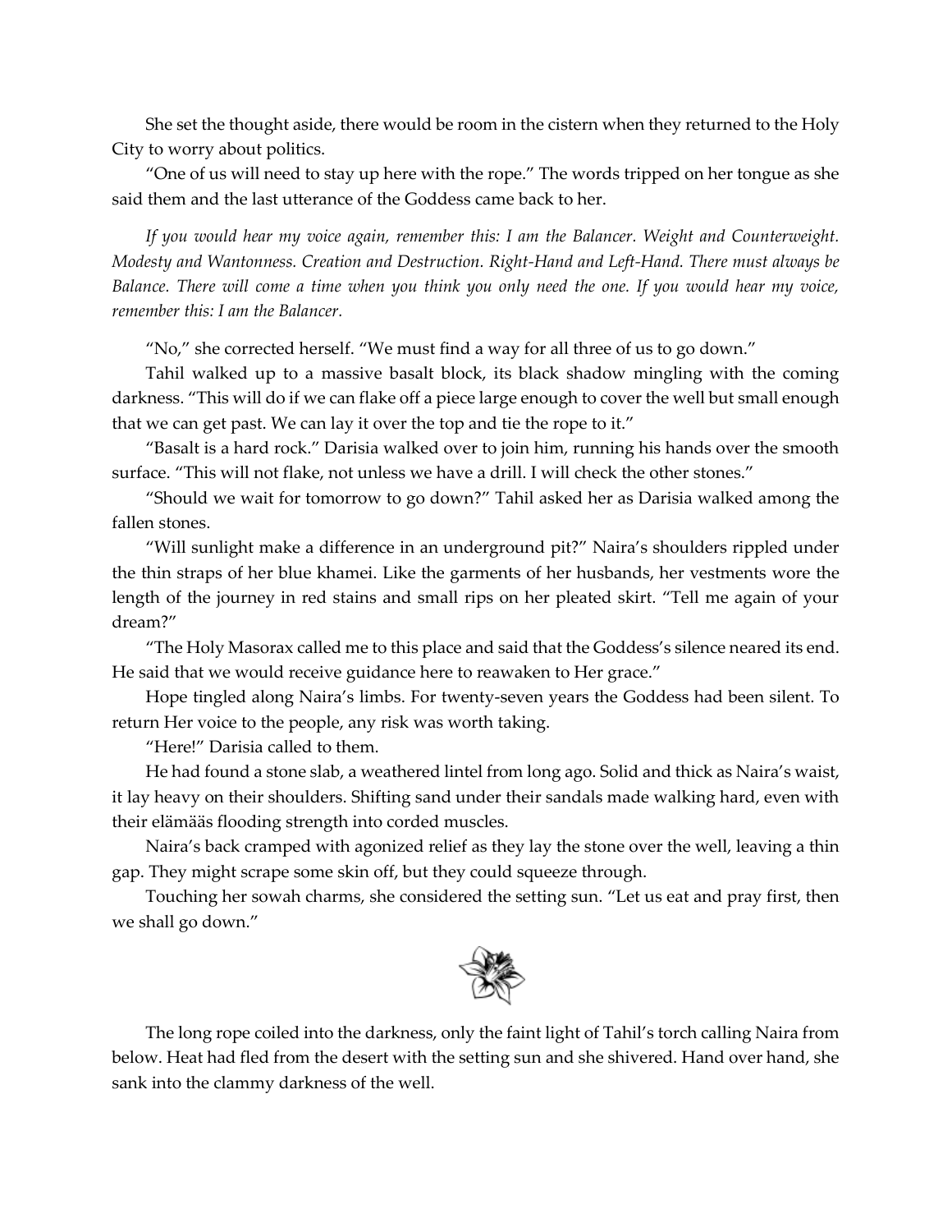She set the thought aside, there would be room in the cistern when they returned to the Holy City to worry about politics.

"One of us will need to stay up here with the rope." The words tripped on her tongue as she said them and the last utterance of the Goddess came back to her.

*If you would hear my voice again, remember this: I am the Balancer. Weight and Counterweight. Modesty and Wantonness. Creation and Destruction. Right-Hand and Left-Hand. There must always be Balance. There will come a time when you think you only need the one. If you would hear my voice, remember this: I am the Balancer.*

"No," she corrected herself. "We must find a way for all three of us to go down."

Tahil walked up to a massive basalt block, its black shadow mingling with the coming darkness. "This will do if we can flake off a piece large enough to cover the well but small enough that we can get past. We can lay it over the top and tie the rope to it."

"Basalt is a hard rock." Darisia walked over to join him, running his hands over the smooth surface. "This will not flake, not unless we have a drill. I will check the other stones."

"Should we wait for tomorrow to go down?" Tahil asked her as Darisia walked among the fallen stones.

"Will sunlight make a difference in an underground pit?" Naira's shoulders rippled under the thin straps of her blue khamei. Like the garments of her husbands, her vestments wore the length of the journey in red stains and small rips on her pleated skirt. "Tell me again of your dream?"

"The Holy Masorax called me to this place and said that the Goddess's silence neared its end. He said that we would receive guidance here to reawaken to Her grace."

Hope tingled along Naira's limbs. For twenty-seven years the Goddess had been silent. To return Her voice to the people, any risk was worth taking.

"Here!" Darisia called to them.

He had found a stone slab, a weathered lintel from long ago. Solid and thick as Naira's waist, it lay heavy on their shoulders. Shifting sand under their sandals made walking hard, even with their elämääs flooding strength into corded muscles.

Naira's back cramped with agonized relief as they lay the stone over the well, leaving a thin gap. They might scrape some skin off, but they could squeeze through.

Touching her sowah charms, she considered the setting sun. "Let us eat and pray first, then we shall go down."

The long rope coiled into the darkness, only the faint light of Tahil's torch calling Naira from below. Heat had fled from the desert with the setting sun and she shivered. Hand over hand, she sank into the clammy darkness of the well.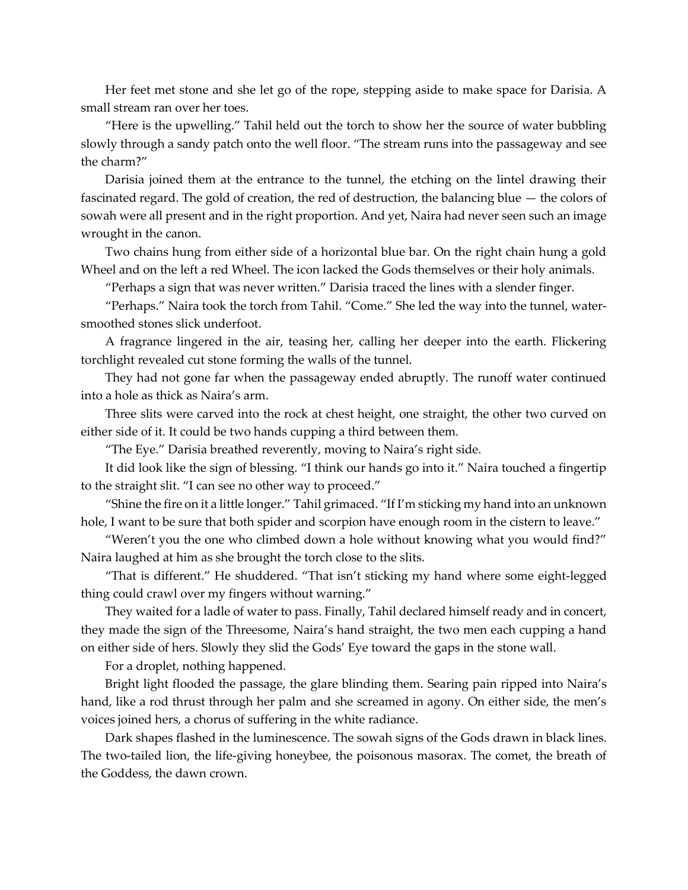Her feet met stone and she let go of the rope, stepping aside to make space for Darisia. A small stream ran over her toes.

"Here is the upwelling." Tahil held out the torch to show her the source of water bubbling slowly through a sandy patch onto the well floor. "The stream runs into the passageway and see the charm?"

Darisia joined them at the entrance to the tunnel, the etching on the lintel drawing their fascinated regard. The gold of creation, the red of destruction, the balancing blue — the colors of sowah were all present and in the right proportion. And yet, Naira had never seen such an image wrought in the canon.

Two chains hung from either side of a horizontal blue bar. On the right chain hung a gold Wheel and on the left a red Wheel. The icon lacked the Gods themselves or their holy animals.

"Perhaps a sign that was never written." Darisia traced the lines with a slender finger.

"Perhaps." Naira took the torch from Tahil. "Come." She led the way into the tunnel, water-smoothed stones slick underfoot.

A fragrance lingered in the air, teasing her, calling her deeper into the earth. Flickering torchlight revealed cut stone forming the walls of the tunnel.

They had not gone far when the passageway ended abruptly. The runoff water continued into a hole as thick as Naira's arm.

Three slits were carved into the rock at chest height, one straight, the other two curved on either side of it. It could be two hands cupping a third between them.

"The Eye." Darisia breathed reverently, moving to Naira's right side.

It did look like the sign of blessing. "I think our hands go into it." Naira touched a fingertip to the straight slit. "I can see no other way to proceed."

"Shine the fire on it a little longer." Tahil grimaced. "If I'm sticking my hand into an unknown hole, I want to be sure that both spider and scorpion have enough room in the cistern to leave."

"Weren't you the one who climbed down a hole without knowing what you would find?" Naira laughed at him as she brought the torch close to the slits.

"That is different." He shuddered. "That isn't sticking my hand where some eight-legged thing could crawl over my fingers without warning."

They waited for a ladle of water to pass. Finally, Tahil declared himself ready and in concert, they made the sign of the Threesome, Naira's hand straight, the two men each cupping a hand on either side of hers. Slowly they slid the Gods' Eye toward the gaps in the stone wall.

For a droplet, nothing happened.

Bright light flooded the passage, the glare blinding them. Searing pain ripped into Naira's hand, like a rod thrust through her palm and she screamed in agony. On either side, the men's voices joined hers, a chorus of suffering in the white radiance.

Dark shapes flashed in the luminescence. The sowah signs of the Gods drawn in black lines. The two-tailed lion, the life-giving honeybee, the poisonous masorax. The comet, the breath of the Goddess, the dawn crown.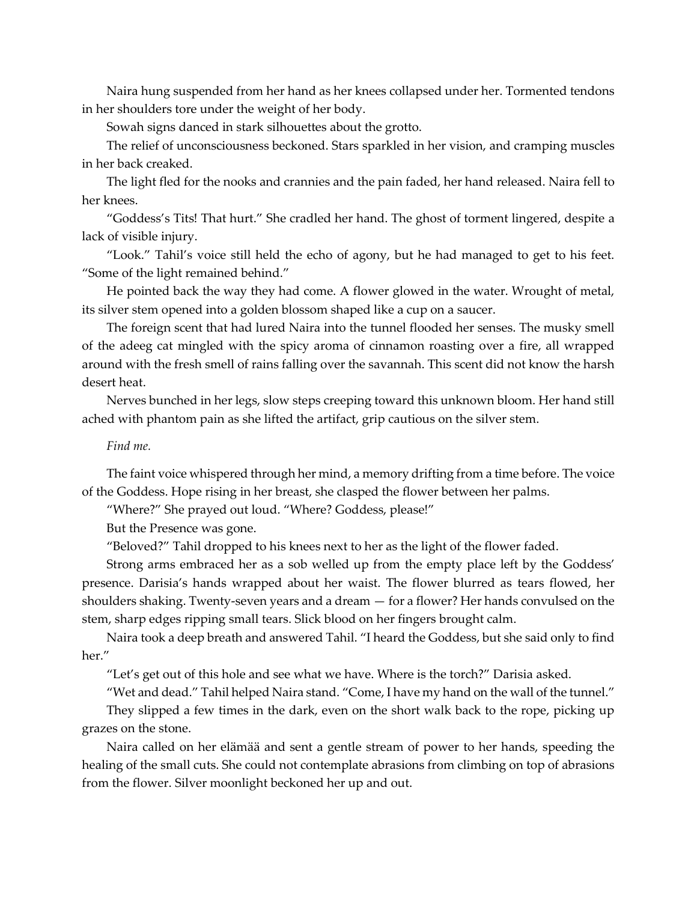Naira hung suspended from her hand as her knees collapsed under her. Tormented tendons in her shoulders tore under the weight of her body.

Sowah signs danced in stark silhouettes about the grotto.

The relief of unconsciousness beckoned. Stars sparkled in her vision, and cramping muscles in her back creaked.

The light fled for the nooks and crannies and the pain faded, her hand released. Naira fell to her knees.

"Goddess's Tits! That hurt." She cradled her hand. The ghost of torment lingered, despite a lack of visible injury.

"Look." Tahil's voice still held the echo of agony, but he had managed to get to his feet. "Some of the light remained behind."

He pointed back the way they had come. A flower glowed in the water. Wrought of metal, its silver stem opened into a golden blossom shaped like a cup on a saucer.

The foreign scent that had lured Naira into the tunnel flooded her senses. The musky smell of the adeeg cat mingled with the spicy aroma of cinnamon roasting over a fire, all wrapped around with the fresh smell of rains falling over the savannah. This scent did not know the harsh desert heat.

Nerves bunched in her legs, slow steps creeping toward this unknown bloom. Her hand still ached with phantom pain as she lifted the artifact, grip cautious on the silver stem.

*Find me.*

The faint voice whispered through her mind, a memory drifting from a time before. The voice of the Goddess. Hope rising in her breast, she clasped the flower between her palms.

"Where?" She prayed out loud. "Where? Goddess, please!"

But the Presence was gone.

"Beloved?" Tahil dropped to his knees next to her as the light of the flower faded.

Strong arms embraced her as a sob welled up from the empty place left by the Goddess' presence. Darisia's hands wrapped about her waist. The flower blurred as tears flowed, her shoulders shaking. Twenty-seven years and a dream — for a flower? Her hands convulsed on the stem, sharp edges ripping small tears. Slick blood on her fingers brought calm.

Naira took a deep breath and answered Tahil. "I heard the Goddess, but she said only to find her."

"Let's get out of this hole and see what we have. Where is the torch?" Darisia asked.

"Wet and dead." Tahil helped Naira stand. "Come, I have my hand on the wall of the tunnel."

They slipped a few times in the dark, even on the short walk back to the rope, picking up grazes on the stone.

Naira called on her elämää and sent a gentle stream of power to her hands, speeding the healing of the small cuts. She could not contemplate abrasions from climbing on top of abrasions from the flower. Silver moonlight beckoned her up and out.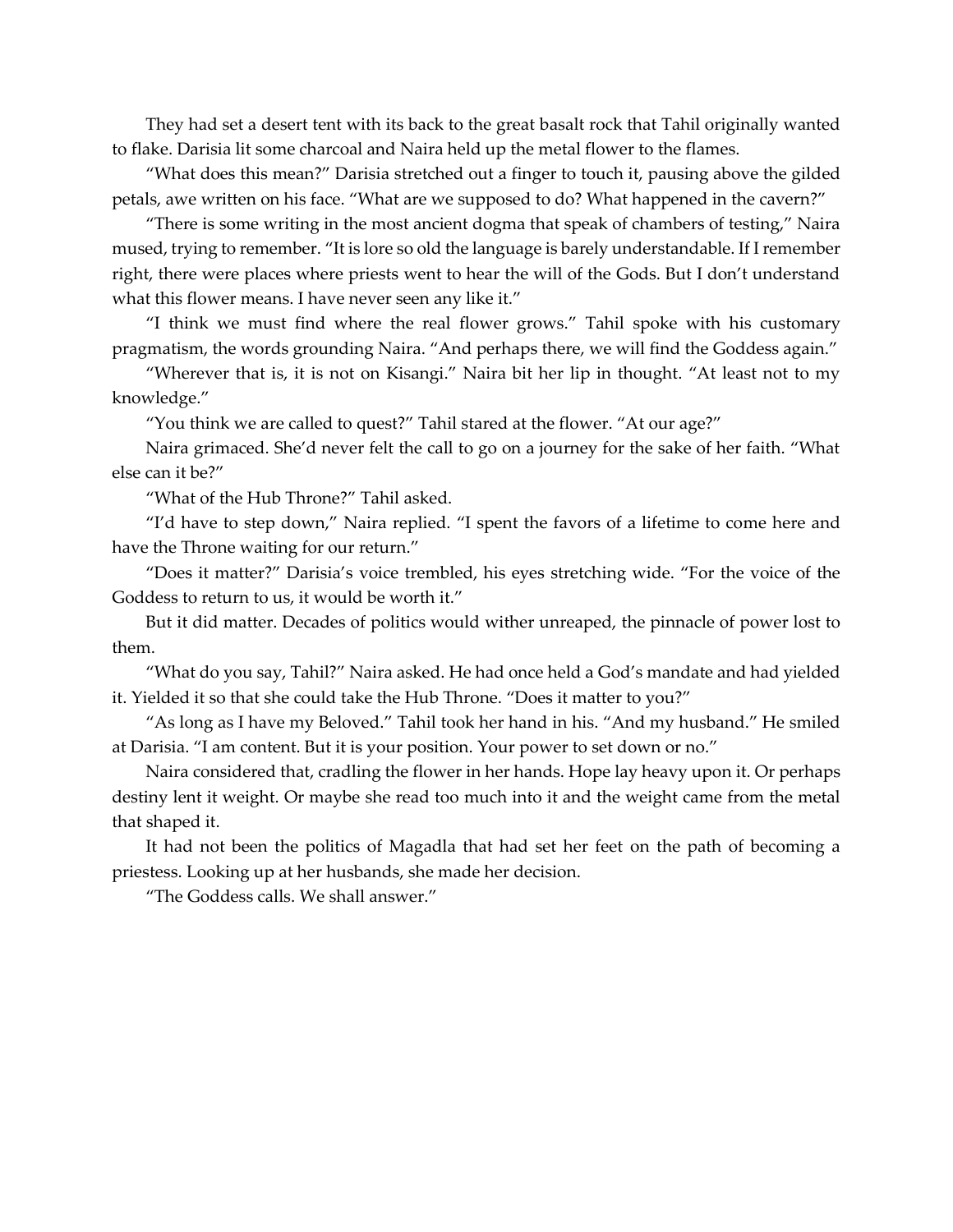They had set a desert tent with its back to the great basalt rock that Tahil originally wanted to flake. Darisia lit some charcoal and Naira held up the metal flower to the flames.

"What does this mean?" Darisia stretched out a finger to touch it, pausing above the gilded petals, awe written on his face. "What are we supposed to do? What happened in the cavern?"

"There is some writing in the most ancient dogma that speak of chambers of testing," Naira mused, trying to remember. "It is lore so old the language is barely understandable. If I remember right, there were places where priests went to hear the will of the Gods. But I don't understand what this flower means. I have never seen any like it."

"I think we must find where the real flower grows." Tahil spoke with his customary pragmatism, the words grounding Naira. "And perhaps there, we will find the Goddess again."

"Wherever that is, it is not on Kisangi." Naira bit her lip in thought. "At least not to my knowledge."

"You think we are called to quest?" Tahil stared at the flower. "At our age?"

Naira grimaced. She'd never felt the call to go on a journey for the sake of her faith. "What else can it be?"

"What of the Hub Throne?" Tahil asked.

"I'd have to step down," Naira replied. "I spent the favors of a lifetime to come here and have the Throne waiting for our return."

"Does it matter?" Darisia's voice trembled, his eyes stretching wide. "For the voice of the Goddess to return to us, it would be worth it."

But it did matter. Decades of politics would wither unreaped, the pinnacle of power lost to them.

"What do you say, Tahil?" Naira asked. He had once held a God's mandate and had yielded it. Yielded it so that she could take the Hub Throne. "Does it matter to you?"

"As long as I have my Beloved." Tahil took her hand in his. "And my husband." He smiled at Darisia. "I am content. But it is your position. Your power to set down or no."

Naira considered that, cradling the flower in her hands. Hope lay heavy upon it. Or perhaps destiny lent it weight. Or maybe she read too much into it and the weight came from the metal that shaped it.

It had not been the politics of Magadla that had set her feet on the path of becoming a priestess. Looking up at her husbands, she made her decision.

"The Goddess calls. We shall answer."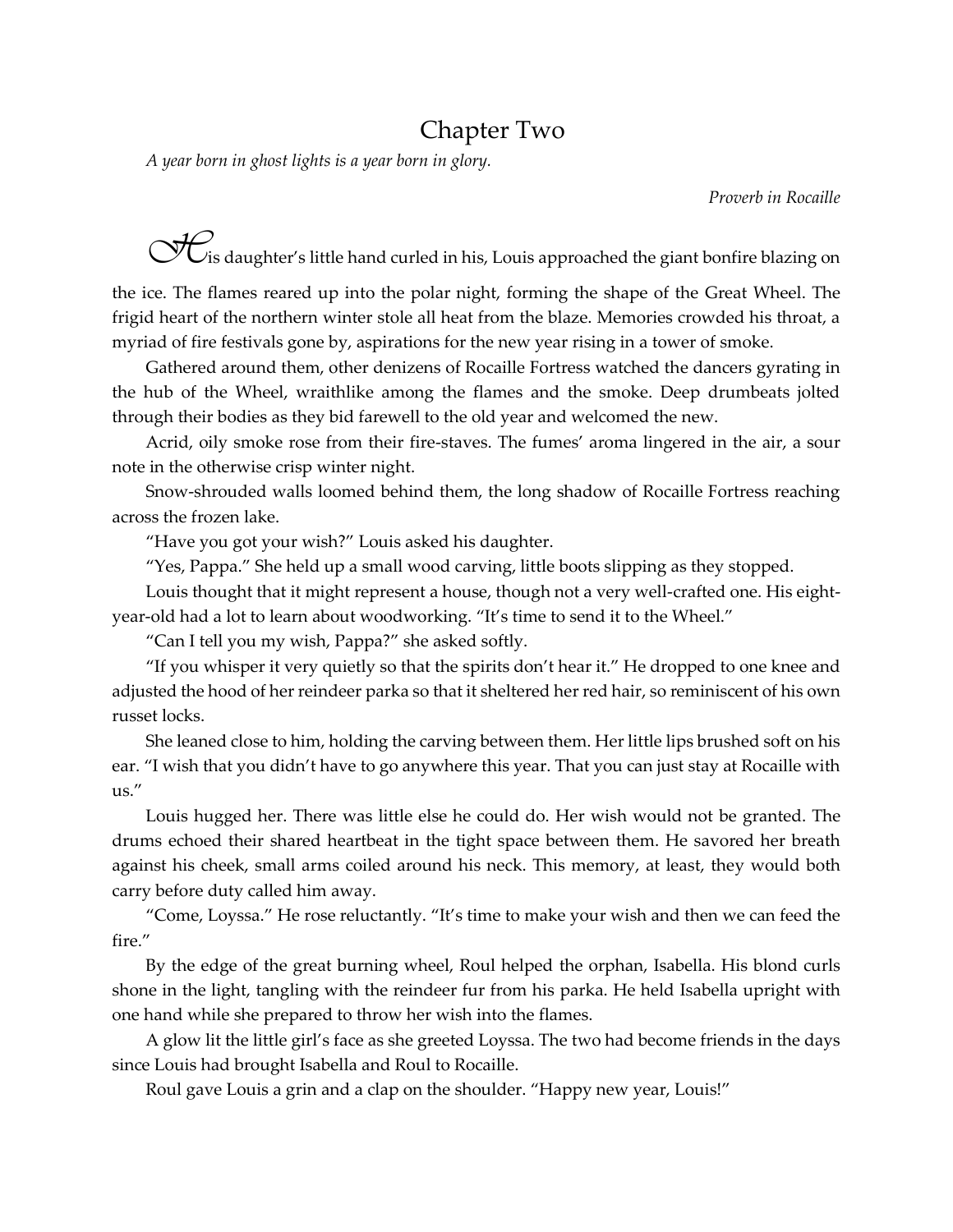# Chapter Two

*A year born in ghost lights is a year born in glory.*

*Proverb in Rocaille*

His daughter's little hand curled in his, Louis approached the giant bonfire blazing on the ice. The flames reared up into the polar night, forming the shape of the Great Wheel. The frigid heart of the northern winter stole all heat from the blaze. Memories crowded his throat, a myriad of fire festivals gone by, aspirations for the new year rising in a tower of smoke.

Gathered around them, other denizens of Rocaille Fortress watched the dancers gyrating in the hub of the Wheel, wraithlike among the flames and the smoke. Deep drumbeats jolted through their bodies as they bid farewell to the old year and welcomed the new.

Acrid, oily smoke rose from their fire-staves. The fumes' aroma lingered in the air, a sour note in the otherwise crisp winter night.

Snow-shrouded walls loomed behind them, the long shadow of Rocaille Fortress reaching across the frozen lake.

"Have you got your wish?" Louis asked his daughter.

"Yes, Pappa." She held up a small wood carving, little boots slipping as they stopped.

Louis thought that it might represent a house, though not a very well-crafted one. His eight-year-old had a lot to learn about woodworking. "It's time to send it to the Wheel."

"Can I tell you my wish, Pappa?" she asked softly.

"If you whisper it very quietly so that the spirits don't hear it." He dropped to one knee and adjusted the hood of her reindeer parka so that it sheltered her red hair, so reminiscent of his own russet locks.

She leaned close to him, holding the carving between them. Her little lips brushed soft on his ear. "I wish that you didn't have to go anywhere this year. That you can just stay at Rocaille with us."

Louis hugged her. There was little else he could do. Her wish would not be granted. The drums echoed their shared heartbeat in the tight space between them. He savored her breath against his cheek, small arms coiled around his neck. This memory, at least, they would both carry before duty called him away.

"Come, Loyssa." He rose reluctantly. "It's time to make your wish and then we can feed the fire."

By the edge of the great burning wheel, Roul helped the orphan, Isabella. His blond curls shone in the light, tangling with the reindeer fur from his parka. He held Isabella upright with one hand while she prepared to throw her wish into the flames.

A glow lit the little girl's face as she greeted Loyssa. The two had become friends in the days since Louis had brought Isabella and Roul to Rocaille.

Roul gave Louis a grin and a clap on the shoulder. "Happy new year, Louis!"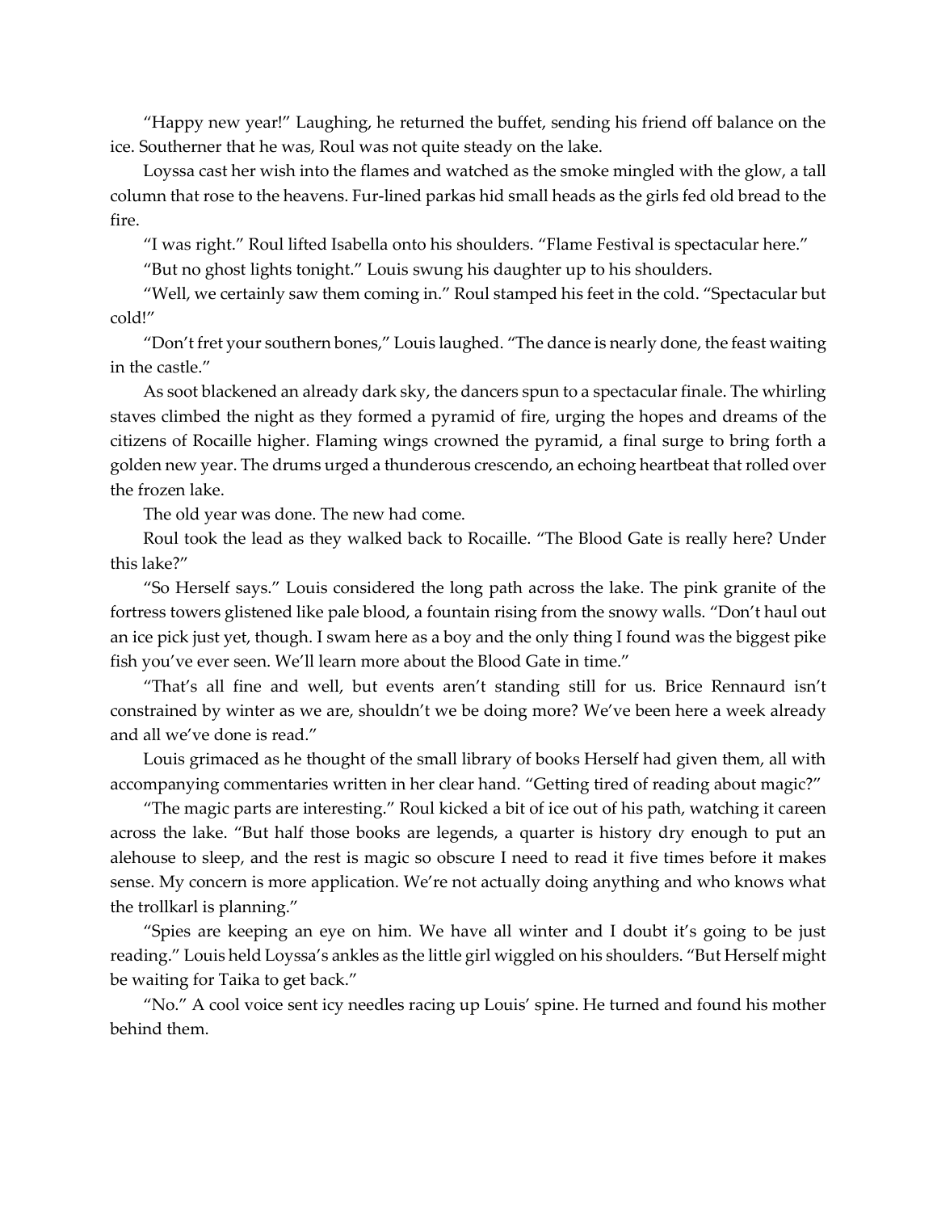"Happy new year!" Laughing, he returned the buffet, sending his friend off balance on the ice. Southerner that he was, Roul was not quite steady on the lake.

Loyssa cast her wish into the flames and watched as the smoke mingled with the glow, a tall column that rose to the heavens. Fur-lined parkas hid small heads as the girls fed old bread to the fire.

"I was right." Roul lifted Isabella onto his shoulders. "Flame Festival is spectacular here."

"But no ghost lights tonight." Louis swung his daughter up to his shoulders.

"Well, we certainly saw them coming in." Roul stamped his feet in the cold. "Spectacular but cold!"

"Don't fret your southern bones," Louis laughed. "The dance is nearly done, the feast waiting in the castle."

As soot blackened an already dark sky, the dancers spun to a spectacular finale. The whirling staves climbed the night as they formed a pyramid of fire, urging the hopes and dreams of the citizens of Rocaille higher. Flaming wings crowned the pyramid, a final surge to bring forth a golden new year. The drums urged a thunderous crescendo, an echoing heartbeat that rolled over the frozen lake.

The old year was done. The new had come.

Roul took the lead as they walked back to Rocaille. "The Blood Gate is really here? Under this lake?"

"So Herself says." Louis considered the long path across the lake. The pink granite of the fortress towers glistened like pale blood, a fountain rising from the snowy walls. "Don't haul out an ice pick just yet, though. I swam here as a boy and the only thing I found was the biggest pike fish you've ever seen. We'll learn more about the Blood Gate in time."

"That's all fine and well, but events aren't standing still for us. Brice Rennaurd isn't constrained by winter as we are, shouldn't we be doing more? We've been here a week already and all we've done is read."

Louis grimaced as he thought of the small library of books Herself had given them, all with accompanying commentaries written in her clear hand. "Getting tired of reading about magic?"

"The magic parts are interesting." Roul kicked a bit of ice out of his path, watching it careen across the lake. "But half those books are legends, a quarter is history dry enough to put an alehouse to sleep, and the rest is magic so obscure I need to read it five times before it makes sense. My concern is more application. We're not actually doing anything and who knows what the trollkarl is planning."

"Spies are keeping an eye on him. We have all winter and I doubt it's going to be just reading." Louis held Loyssa's ankles as the little girl wiggled on his shoulders. "But Herself might be waiting for Taika to get back."

"No." A cool voice sent icy needles racing up Louis' spine. He turned and found his mother behind them.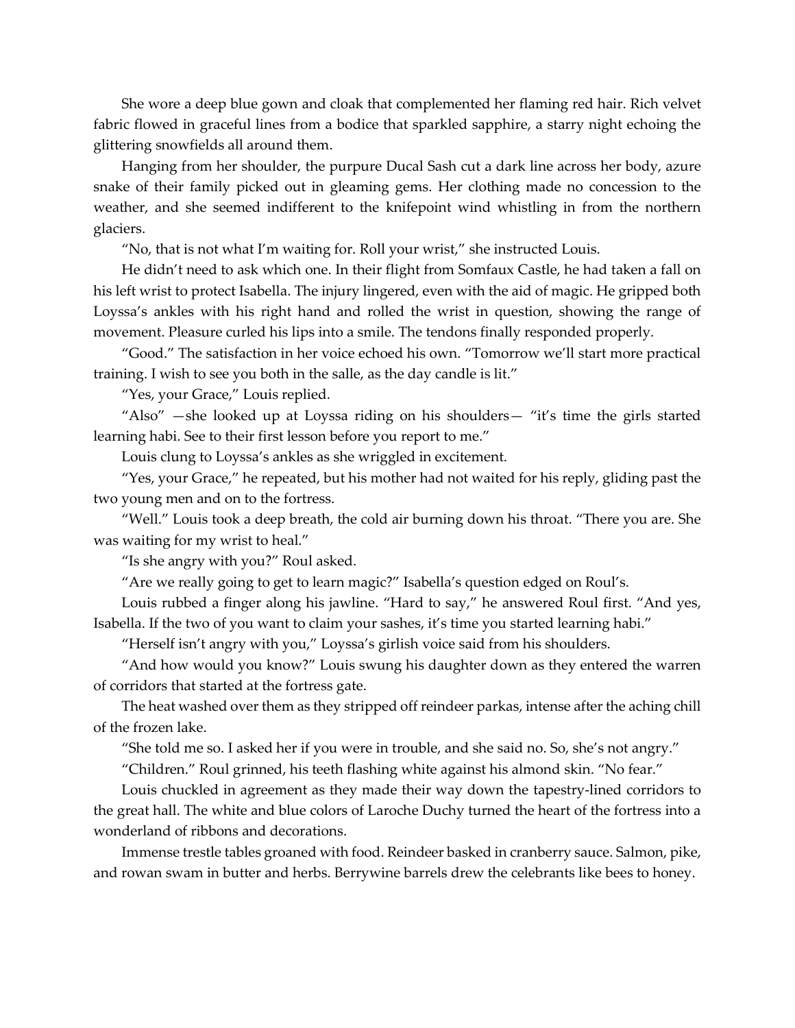She wore a deep blue gown and cloak that complemented her flaming red hair. Rich velvet fabric flowed in graceful lines from a bodice that sparkled sapphire, a starry night echoing the glittering snowfields all around them.

Hanging from her shoulder, the purpure Ducal Sash cut a dark line across her body, azure snake of their family picked out in gleaming gems. Her clothing made no concession to the weather, and she seemed indifferent to the knifepoint wind whistling in from the northern glaciers.

"No, that is not what I'm waiting for. Roll your wrist," she instructed Louis.

He didn't need to ask which one. In their flight from Somfaux Castle, he had taken a fall on his left wrist to protect Isabella. The injury lingered, even with the aid of magic. He gripped both Loyssa's ankles with his right hand and rolled the wrist in question, showing the range of movement. Pleasure curled his lips into a smile. The tendons finally responded properly.

"Good." The satisfaction in her voice echoed his own. "Tomorrow we'll start more practical training. I wish to see you both in the salle, as the day candle is lit."

"Yes, your Grace," Louis replied.

"Also" —she looked up at Loyssa riding on his shoulders— "it's time the girls started learning habi. See to their first lesson before you report to me."

Louis clung to Loyssa's ankles as she wriggled in excitement.

"Yes, your Grace," he repeated, but his mother had not waited for his reply, gliding past the two young men and on to the fortress.

"Well." Louis took a deep breath, the cold air burning down his throat. "There you are. She was waiting for my wrist to heal."

"Is she angry with you?" Roul asked.

"Are we really going to get to learn magic?" Isabella's question edged on Roul's.

Louis rubbed a finger along his jawline. "Hard to say," he answered Roul first. "And yes, Isabella. If the two of you want to claim your sashes, it's time you started learning habi."

"Herself isn't angry with you," Loyssa's girlish voice said from his shoulders.

"And how would you know?" Louis swung his daughter down as they entered the warren of corridors that started at the fortress gate.

The heat washed over them as they stripped off reindeer parkas, intense after the aching chill of the frozen lake.

"She told me so. I asked her if you were in trouble, and she said no. So, she's not angry."

"Children." Roul grinned, his teeth flashing white against his almond skin. "No fear."

Louis chuckled in agreement as they made their way down the tapestry-lined corridors to the great hall. The white and blue colors of Laroche Duchy turned the heart of the fortress into a wonderland of ribbons and decorations.

Immense trestle tables groaned with food. Reindeer basked in cranberry sauce. Salmon, pike, and rowan swam in butter and herbs. Berrywine barrels drew the celebrants like bees to honey.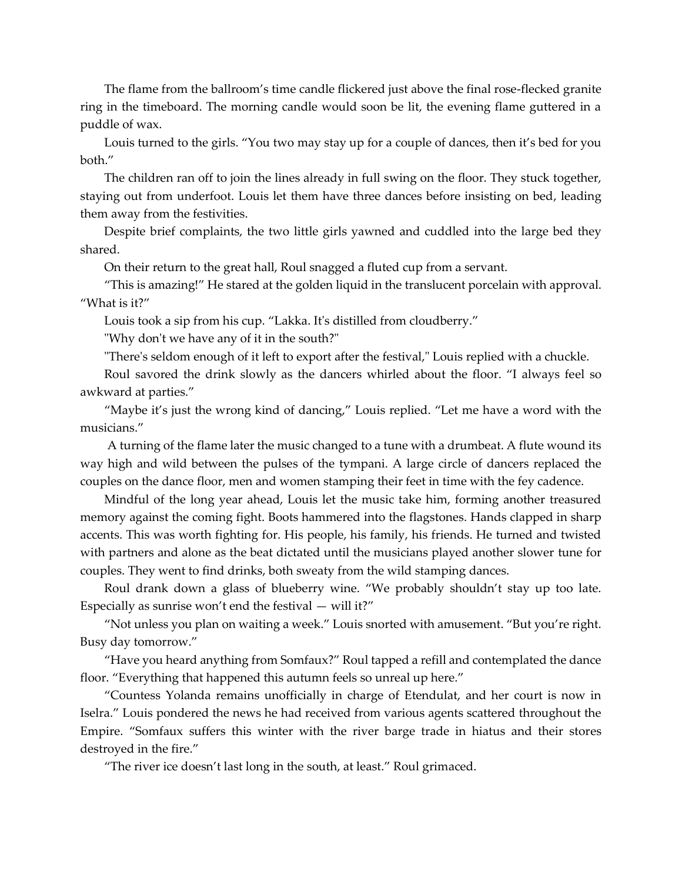The flame from the ballroom's time candle flickered just above the final rose-flecked granite ring in the timeboard. The morning candle would soon be lit, the evening flame guttered in a puddle of wax.

Louis turned to the girls. "You two may stay up for a couple of dances, then it's bed for you both."

The children ran off to join the lines already in full swing on the floor. They stuck together, staying out from underfoot. Louis let them have three dances before insisting on bed, leading them away from the festivities.

Despite brief complaints, the two little girls yawned and cuddled into the large bed they shared.

On their return to the great hall, Roul snagged a fluted cup from a servant.

"This is amazing!" He stared at the golden liquid in the translucent porcelain with approval. "What is it?"

Louis took a sip from his cup. "Lakka. It's distilled from cloudberry."

"Why don't we have any of it in the south?"

"There's seldom enough of it left to export after the festival," Louis replied with a chuckle.

Roul savored the drink slowly as the dancers whirled about the floor. "I always feel so awkward at parties."

"Maybe it's just the wrong kind of dancing," Louis replied. "Let me have a word with the musicians."

A turning of the flame later the music changed to a tune with a drumbeat. A flute wound its way high and wild between the pulses of the tympani. A large circle of dancers replaced the couples on the dance floor, men and women stamping their feet in time with the fey cadence.

Mindful of the long year ahead, Louis let the music take him, forming another treasured memory against the coming fight. Boots hammered into the flagstones. Hands clapped in sharp accents. This was worth fighting for. His people, his family, his friends. He turned and twisted with partners and alone as the beat dictated until the musicians played another slower tune for couples. They went to find drinks, both sweaty from the wild stamping dances.

Roul drank down a glass of blueberry wine. "We probably shouldn't stay up too late. Especially as sunrise won't end the festival — will it?"

"Not unless you plan on waiting a week." Louis snorted with amusement. "But you're right. Busy day tomorrow."

"Have you heard anything from Somfaux?" Roul tapped a refill and contemplated the dance floor. "Everything that happened this autumn feels so unreal up here."

"Countess Yolanda remains unofficially in charge of Etendulat, and her court is now in Iselra." Louis pondered the news he had received from various agents scattered throughout the Empire. "Somfaux suffers this winter with the river barge trade in hiatus and their stores destroyed in the fire."

"The river ice doesn't last long in the south, at least." Roul grimaced.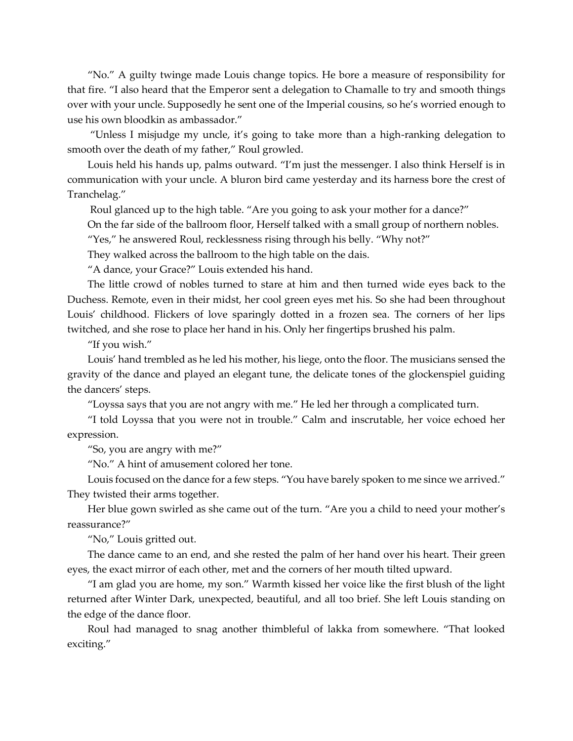“No.” A guilty twinge made Louis change topics. He bore a measure of responsibility for that fire. “I also heard that the Emperor sent a delegation to Chamalle to try and smooth things over with your uncle. Supposedly he sent one of the Imperial cousins, so he’s worried enough to use his own bloodkin as ambassador.”

“Unless I misjudge my uncle, it’s going to take more than a high-ranking delegation to smooth over the death of my father,” Roul growled.

Louis held his hands up, palms outward. “I’m just the messenger. I also think Herself is in communication with your uncle. A bluron bird came yesterday and its harness bore the crest of Tranchelag.”

Roul glanced up to the high table. “Are you going to ask your mother for a dance?”

On the far side of the ballroom floor, Herself talked with a small group of northern nobles.

“Yes,” he answered Roul, recklessness rising through his belly. “Why not?”

They walked across the ballroom to the high table on the dais.

“A dance, your Grace?” Louis extended his hand.

The little crowd of nobles turned to stare at him and then turned wide eyes back to the Duchess. Remote, even in their midst, her cool green eyes met his. So she had been throughout Louis’ childhood. Flickers of love sparingly dotted in a frozen sea. The corners of her lips twitched, and she rose to place her hand in his. Only her fingertips brushed his palm.

“If you wish.”

Louis’ hand trembled as he led his mother, his liege, onto the floor. The musicians sensed the gravity of the dance and played an elegant tune, the delicate tones of the glockenspiel guiding the dancers’ steps.

“Loyssa says that you are not angry with me.” He led her through a complicated turn.

“I told Loyssa that you were not in trouble.” Calm and inscrutable, her voice echoed her expression.

“So, you are angry with me?”

“No.” A hint of amusement colored her tone.

Louis focused on the dance for a few steps. “You have barely spoken to me since we arrived.” They twisted their arms together.

Her blue gown swirled as she came out of the turn. “Are you a child to need your mother’s reassurance?”

“No,” Louis gritted out.

The dance came to an end, and she rested the palm of her hand over his heart. Their green eyes, the exact mirror of each other, met and the corners of her mouth tilted upward.

“I am glad you are home, my son.” Warmth kissed her voice like the first blush of the light returned after Winter Dark, unexpected, beautiful, and all too brief. She left Louis standing on the edge of the dance floor.

Roul had managed to snag another thimbleful of lakka from somewhere. “That looked exciting.”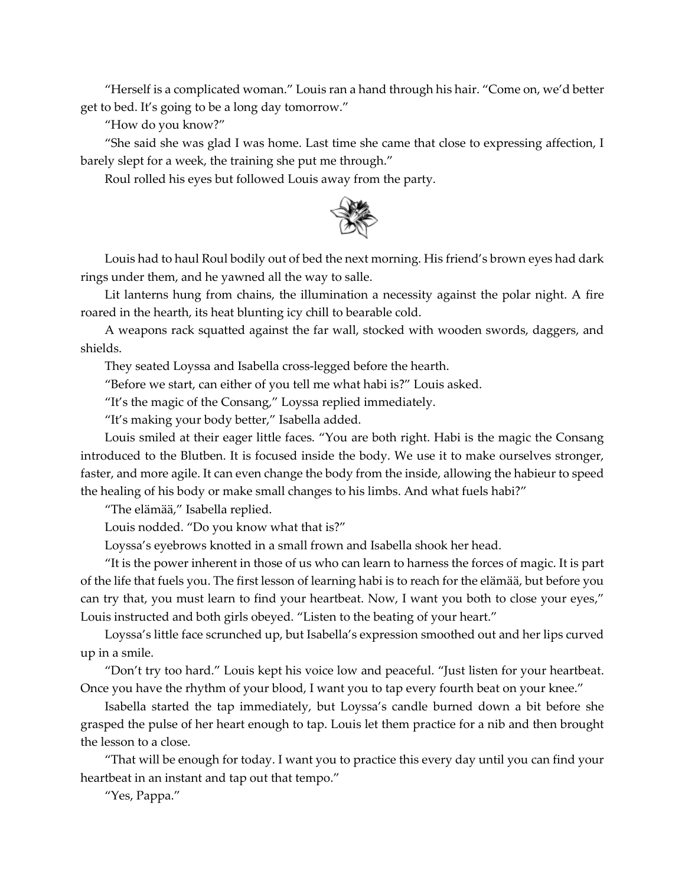"Herself is a complicated woman." Louis ran a hand through his hair. "Come on, we'd better get to bed. It's going to be a long day tomorrow."

"How do you know?"

"She said she was glad I was home. Last time she came that close to expressing affection, I barely slept for a week, the training she put me through."

Roul rolled his eyes but followed Louis away from the party.

Louis had to haul Roul bodily out of bed the next morning. His friend's brown eyes had dark rings under them, and he yawned all the way to salle.

Lit lanterns hung from chains, the illumination a necessity against the polar night. A fire roared in the hearth, its heat blunting icy chill to bearable cold.

A weapons rack squatted against the far wall, stocked with wooden swords, daggers, and shields.

They seated Loyssa and Isabella cross-legged before the hearth.

"Before we start, can either of you tell me what habi is?" Louis asked.

"It's the magic of the Consang," Loyssa replied immediately.

"It's making your body better," Isabella added.

Louis smiled at their eager little faces. "You are both right. Habi is the magic the Consang introduced to the Blutben. It is focused inside the body. We use it to make ourselves stronger, faster, and more agile. It can even change the body from the inside, allowing the habieur to speed the healing of his body or make small changes to his limbs. And what fuels habi?"

"The elämää," Isabella replied.

Louis nodded. "Do you know what that is?"

Loyssa's eyebrows knotted in a small frown and Isabella shook her head.

"It is the power inherent in those of us who can learn to harness the forces of magic. It is part of the life that fuels you. The first lesson of learning habi is to reach for the elämää, but before you can try that, you must learn to find your heartbeat. Now, I want you both to close your eyes," Louis instructed and both girls obeyed. "Listen to the beating of your heart."

Loyssa's little face scrunched up, but Isabella's expression smoothed out and her lips curved up in a smile.

"Don't try too hard." Louis kept his voice low and peaceful. "Just listen for your heartbeat. Once you have the rhythm of your blood, I want you to tap every fourth beat on your knee."

Isabella started the tap immediately, but Loyssa's candle burned down a bit before she grasped the pulse of her heart enough to tap. Louis let them practice for a nib and then brought the lesson to a close.

"That will be enough for today. I want you to practice this every day until you can find your heartbeat in an instant and tap out that tempo."

"Yes, Pappa."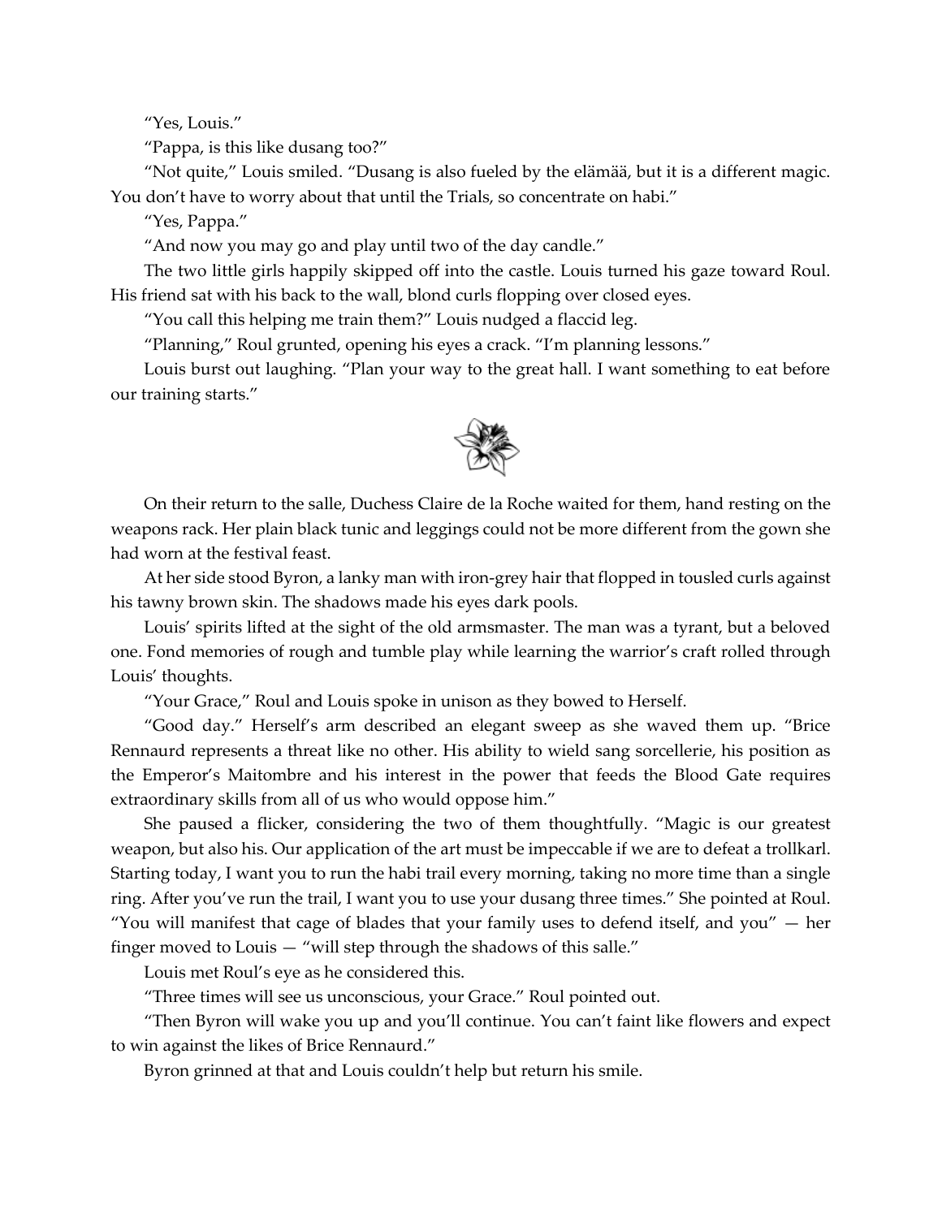"Yes, Louis."

"Pappa, is this like dusang too?"

"Not quite," Louis smiled. "Dusang is also fueled by the elämää, but it is a different magic. You don't have to worry about that until the Trials, so concentrate on habi."

"Yes, Pappa."

"And now you may go and play until two of the day candle."

The two little girls happily skipped off into the castle. Louis turned his gaze toward Roul. His friend sat with his back to the wall, blond curls flopping over closed eyes.

"You call this helping me train them?" Louis nudged a flaccid leg.

"Planning," Roul grunted, opening his eyes a crack. "I'm planning lessons."

Louis burst out laughing. "Plan your way to the great hall. I want something to eat before our training starts."

On their return to the salle, Duchess Claire de la Roche waited for them, hand resting on the weapons rack. Her plain black tunic and leggings could not be more different from the gown she had worn at the festival feast.

At her side stood Byron, a lanky man with iron-grey hair that flopped in tousled curls against his tawny brown skin. The shadows made his eyes dark pools.

Louis' spirits lifted at the sight of the old armsmaster. The man was a tyrant, but a beloved one. Fond memories of rough and tumble play while learning the warrior's craft rolled through Louis' thoughts.

"Your Grace," Roul and Louis spoke in unison as they bowed to Herself.

"Good day." Herself's arm described an elegant sweep as she waved them up. "Brice Rennaurd represents a threat like no other. His ability to wield sang sorcellerie, his position as the Emperor's Maitombre and his interest in the power that feeds the Blood Gate requires extraordinary skills from all of us who would oppose him."

She paused a flicker, considering the two of them thoughtfully. "Magic is our greatest weapon, but also his. Our application of the art must be impeccable if we are to defeat a trollkarl. Starting today, I want you to run the habi trail every morning, taking no more time than a single ring. After you've run the trail, I want you to use your dusang three times." She pointed at Roul. "You will manifest that cage of blades that your family uses to defend itself, and you" — her finger moved to Louis — "will step through the shadows of this salle."

Louis met Roul's eye as he considered this.

"Three times will see us unconscious, your Grace." Roul pointed out.

"Then Byron will wake you up and you'll continue. You can't faint like flowers and expect to win against the likes of Brice Rennaurd."

Byron grinned at that and Louis couldn't help but return his smile.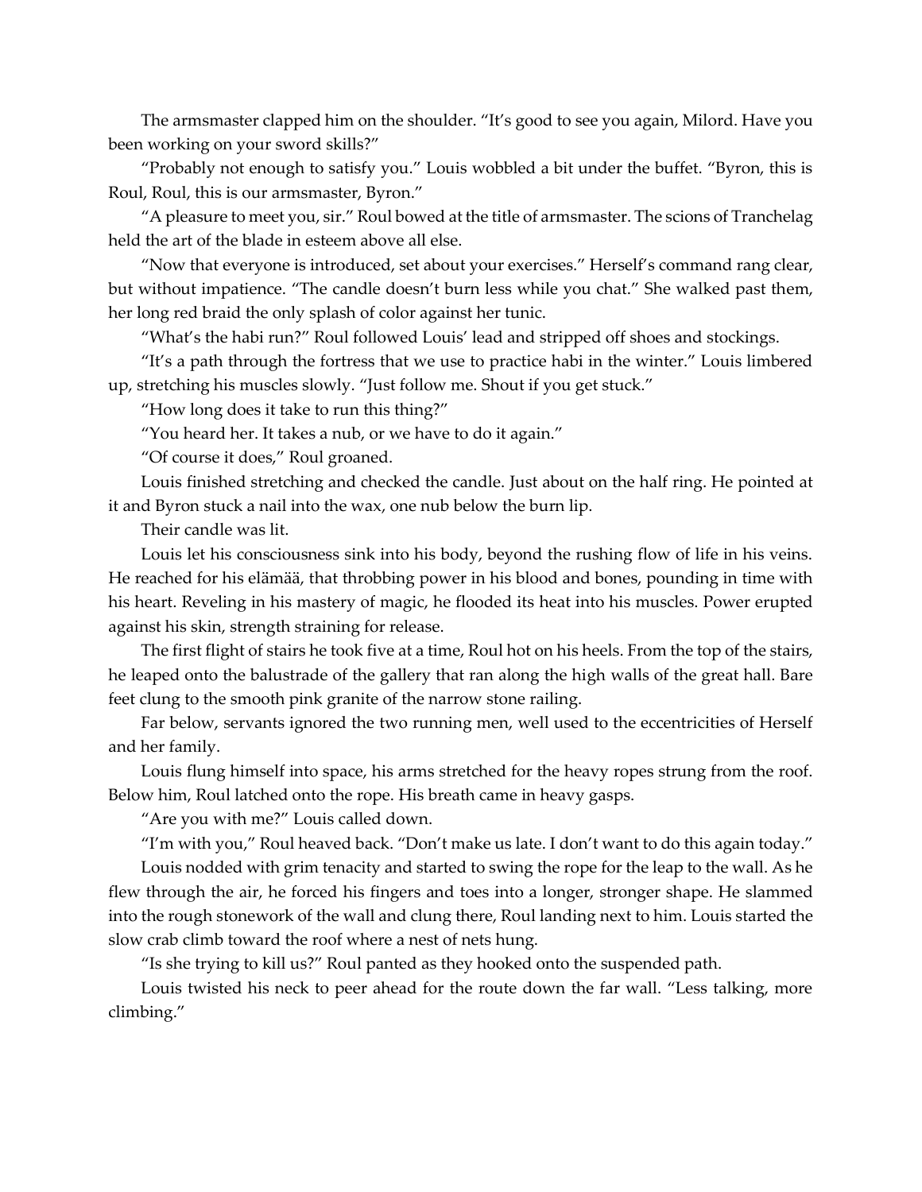The armsmaster clapped him on the shoulder. "It's good to see you again, Milord. Have you been working on your sword skills?"

"Probably not enough to satisfy you." Louis wobbled a bit under the buffet. "Byron, this is Roul, Roul, this is our armsmaster, Byron."

"A pleasure to meet you, sir." Roul bowed at the title of armsmaster. The scions of Tranchelag held the art of the blade in esteem above all else.

"Now that everyone is introduced, set about your exercises." Herself's command rang clear, but without impatience. "The candle doesn't burn less while you chat." She walked past them, her long red braid the only splash of color against her tunic.

"What's the habi run?" Roul followed Louis' lead and stripped off shoes and stockings.

"It's a path through the fortress that we use to practice habi in the winter." Louis limbered up, stretching his muscles slowly. "Just follow me. Shout if you get stuck."

"How long does it take to run this thing?"

"You heard her. It takes a nub, or we have to do it again."

"Of course it does," Roul groaned.

Louis finished stretching and checked the candle. Just about on the half ring. He pointed at it and Byron stuck a nail into the wax, one nub below the burn lip.

Their candle was lit.

Louis let his consciousness sink into his body, beyond the rushing flow of life in his veins. He reached for his elämää, that throbbing power in his blood and bones, pounding in time with his heart. Reveling in his mastery of magic, he flooded its heat into his muscles. Power erupted against his skin, strength straining for release.

The first flight of stairs he took five at a time, Roul hot on his heels. From the top of the stairs, he leaped onto the balustrade of the gallery that ran along the high walls of the great hall. Bare feet clung to the smooth pink granite of the narrow stone railing.

Far below, servants ignored the two running men, well used to the eccentricities of Herself and her family.

Louis flung himself into space, his arms stretched for the heavy ropes strung from the roof. Below him, Roul latched onto the rope. His breath came in heavy gasps.

"Are you with me?" Louis called down.

"I'm with you," Roul heaved back. "Don't make us late. I don't want to do this again today."

Louis nodded with grim tenacity and started to swing the rope for the leap to the wall. As he flew through the air, he forced his fingers and toes into a longer, stronger shape. He slammed into the rough stonework of the wall and clung there, Roul landing next to him. Louis started the slow crab climb toward the roof where a nest of nets hung.

"Is she trying to kill us?" Roul panted as they hooked onto the suspended path.

Louis twisted his neck to peer ahead for the route down the far wall. "Less talking, more climbing."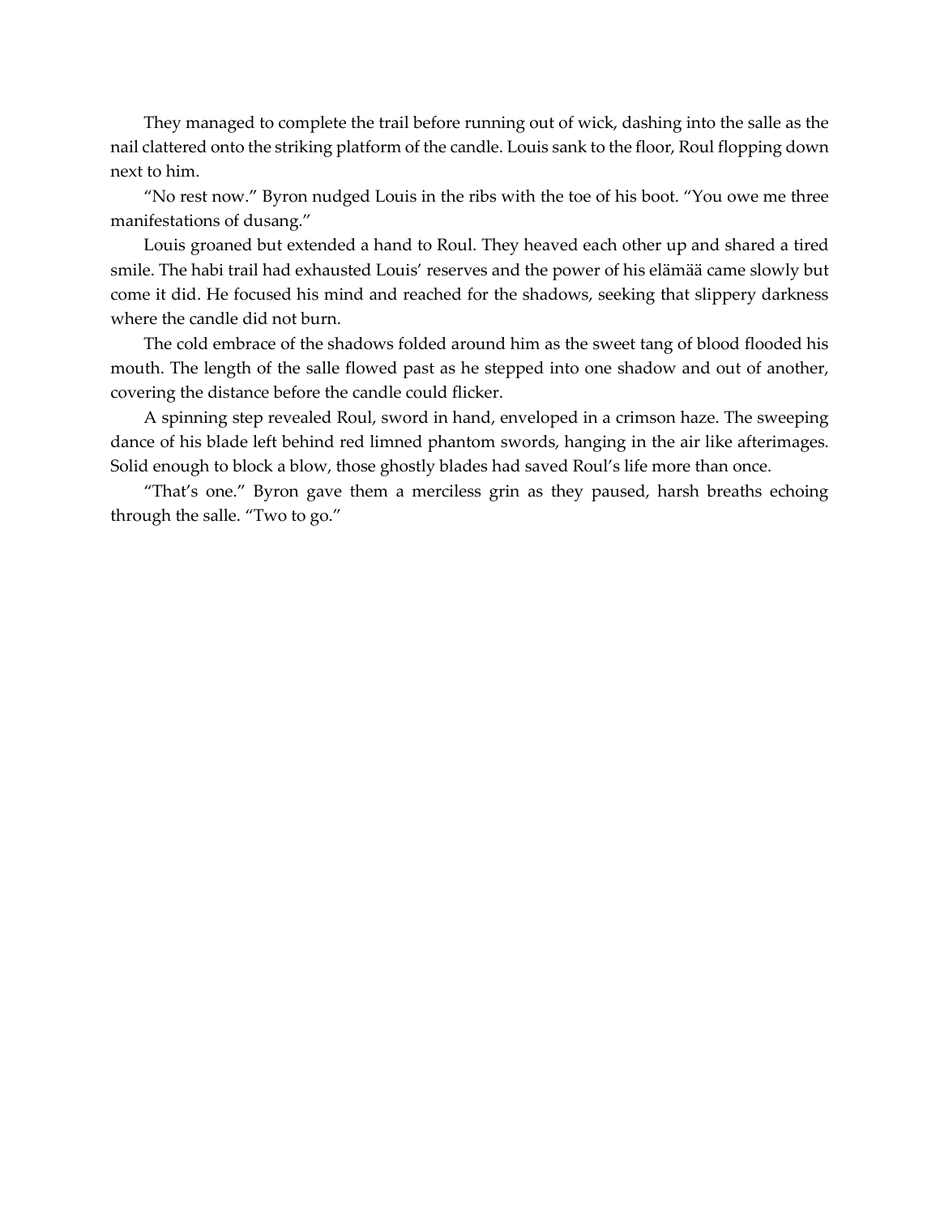They managed to complete the trail before running out of wick, dashing into the salle as the nail clattered onto the striking platform of the candle. Louis sank to the floor, Roul flopping down next to him.

"No rest now." Byron nudged Louis in the ribs with the toe of his boot. "You owe me three manifestations of dusang."

Louis groaned but extended a hand to Roul. They heaved each other up and shared a tired smile. The habi trail had exhausted Louis' reserves and the power of his elämää came slowly but come it did. He focused his mind and reached for the shadows, seeking that slippery darkness where the candle did not burn.

The cold embrace of the shadows folded around him as the sweet tang of blood flooded his mouth. The length of the salle flowed past as he stepped into one shadow and out of another, covering the distance before the candle could flicker.

A spinning step revealed Roul, sword in hand, enveloped in a crimson haze. The sweeping dance of his blade left behind red limned phantom swords, hanging in the air like afterimages. Solid enough to block a blow, those ghostly blades had saved Roul's life more than once.

"That's one." Byron gave them a merciless grin as they paused, harsh breaths echoing through the salle. "Two to go."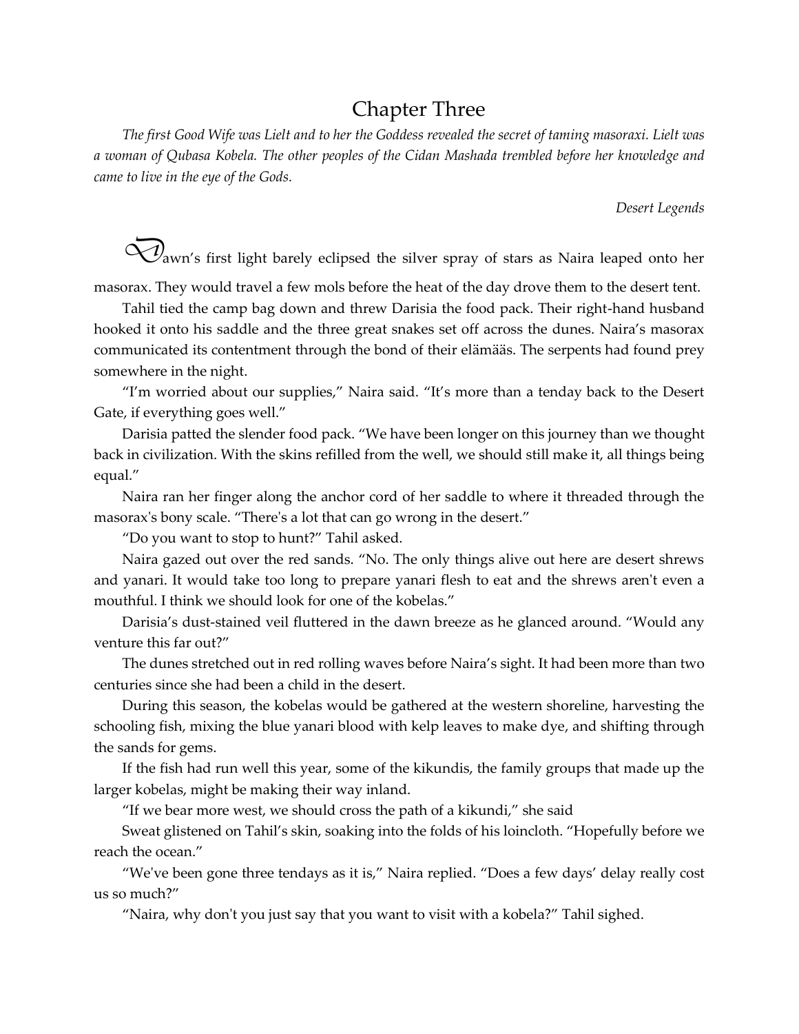# Chapter Three

*The first Good Wife was Lielt and to her the Goddess revealed the secret of taming masoraxi. Lielt was a woman of Qubasa Kobela. The other peoples of the Cidan Mashada trembled before her knowledge and came to live in the eye of the Gods.*

*Desert Legends*

Dawn's first light barely eclipsed the silver spray of stars as Naira leaped onto her masorax. They would travel a few mols before the heat of the day drove them to the desert tent.

Tahil tied the camp bag down and threw Darisia the food pack. Their right-hand husband hooked it onto his saddle and the three great snakes set off across the dunes. Naira's masorax communicated its contentment through the bond of their elämääs. The serpents had found prey somewhere in the night.

"I'm worried about our supplies," Naira said. "It's more than a tenday back to the Desert Gate, if everything goes well."

Darisia patted the slender food pack. "We have been longer on this journey than we thought back in civilization. With the skins refilled from the well, we should still make it, all things being equal."

Naira ran her finger along the anchor cord of her saddle to where it threaded through the masorax's bony scale. "There's a lot that can go wrong in the desert."

"Do you want to stop to hunt?" Tahil asked.

Naira gazed out over the red sands. "No. The only things alive out here are desert shrews and yanari. It would take too long to prepare yanari flesh to eat and the shrews aren't even a mouthful. I think we should look for one of the kobelas."

Darisia's dust-stained veil fluttered in the dawn breeze as he glanced around. "Would any venture this far out?"

The dunes stretched out in red rolling waves before Naira's sight. It had been more than two centuries since she had been a child in the desert.

During this season, the kobelas would be gathered at the western shoreline, harvesting the schooling fish, mixing the blue yanari blood with kelp leaves to make dye, and shifting through the sands for gems.

If the fish had run well this year, some of the kikundis, the family groups that made up the larger kobelas, might be making their way inland.

"If we bear more west, we should cross the path of a kikundi," she said

Sweat glistened on Tahil's skin, soaking into the folds of his loincloth. "Hopefully before we reach the ocean."

"We've been gone three tendays as it is," Naira replied. "Does a few days' delay really cost us so much?"

"Naira, why don't you just say that you want to visit with a kobela?" Tahil sighed.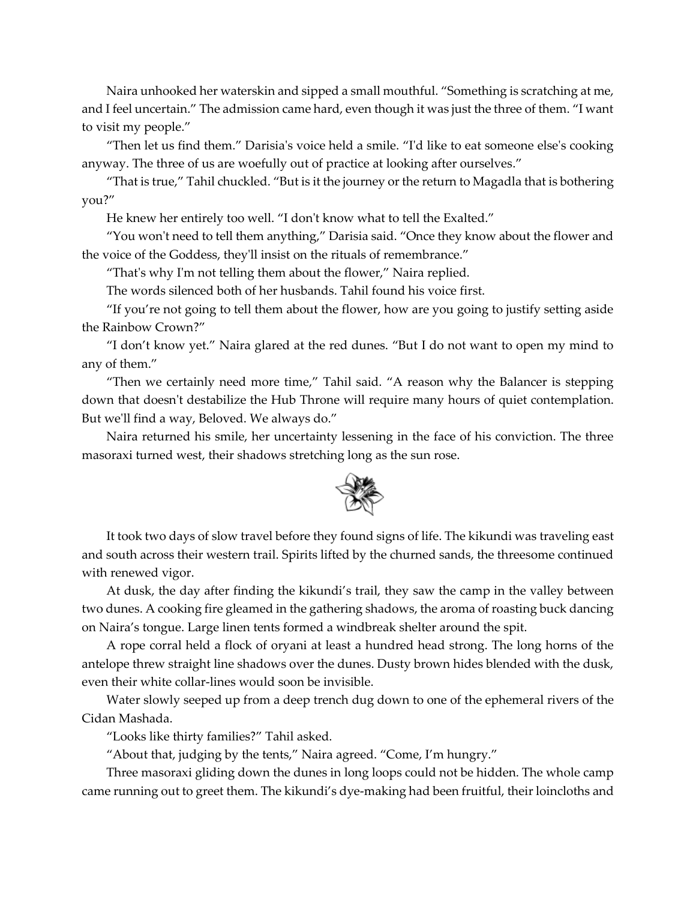Naira unhooked her waterskin and sipped a small mouthful. "Something is scratching at me, and I feel uncertain." The admission came hard, even though it was just the three of them. "I want to visit my people."

"Then let us find them." Darisia's voice held a smile. "I'd like to eat someone else's cooking anyway. The three of us are woefully out of practice at looking after ourselves."

"That is true," Tahil chuckled. "But is it the journey or the return to Magadla that is bothering you?"

He knew her entirely too well. "I don't know what to tell the Exalted."

"You won't need to tell them anything," Darisia said. "Once they know about the flower and the voice of the Goddess, they'll insist on the rituals of remembrance."

"That's why I'm not telling them about the flower," Naira replied.

The words silenced both of her husbands. Tahil found his voice first.

"If you're not going to tell them about the flower, how are you going to justify setting aside the Rainbow Crown?"

"I don't know yet." Naira glared at the red dunes. "But I do not want to open my mind to any of them."

"Then we certainly need more time," Tahil said. "A reason why the Balancer is stepping down that doesn't destabilize the Hub Throne will require many hours of quiet contemplation. But we'll find a way, Beloved. We always do."

Naira returned his smile, her uncertainty lessening in the face of his conviction. The three masoraxi turned west, their shadows stretching long as the sun rose.

It took two days of slow travel before they found signs of life. The kikundi was traveling east and south across their western trail. Spirits lifted by the churned sands, the threesome continued with renewed vigor.

At dusk, the day after finding the kikundi's trail, they saw the camp in the valley between two dunes. A cooking fire gleamed in the gathering shadows, the aroma of roasting buck dancing on Naira's tongue. Large linen tents formed a windbreak shelter around the spit.

A rope corral held a flock of oryani at least a hundred head strong. The long horns of the antelope threw straight line shadows over the dunes. Dusty brown hides blended with the dusk, even their white collar-lines would soon be invisible.

Water slowly seeped up from a deep trench dug down to one of the ephemeral rivers of the Cidan Mashada.

"Looks like thirty families?" Tahil asked.

"About that, judging by the tents," Naira agreed. "Come, I'm hungry."

Three masoraxi gliding down the dunes in long loops could not be hidden. The whole camp came running out to greet them. The kikundi's dye-making had been fruitful, their loincloths and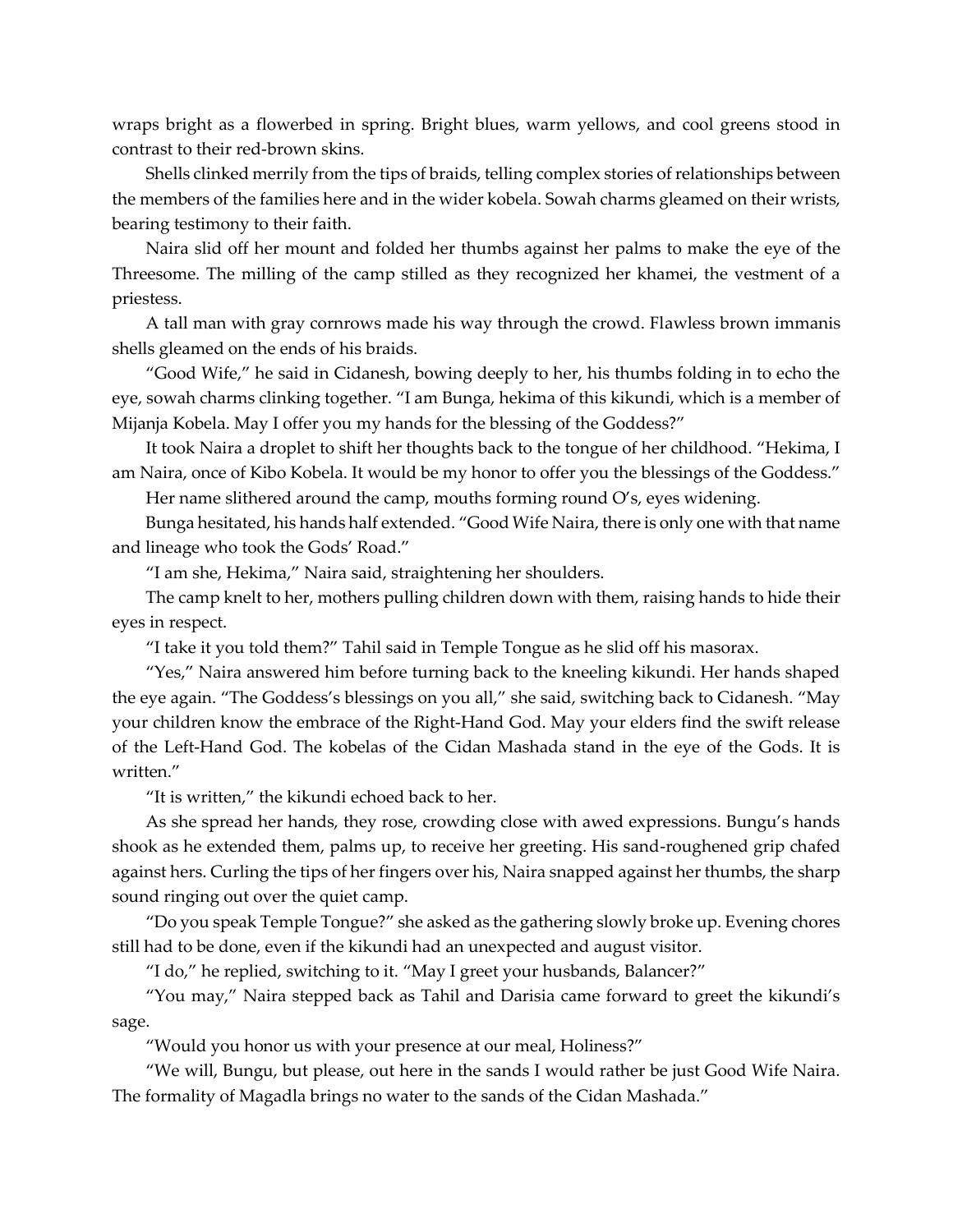wraps bright as a flowerbed in spring. Bright blues, warm yellows, and cool greens stood in contrast to their red-brown skins.

Shells clinked merrily from the tips of braids, telling complex stories of relationships between the members of the families here and in the wider kobela. Sowah charms gleamed on their wrists, bearing testimony to their faith.

Naira slid off her mount and folded her thumbs against her palms to make the eye of the Threesome. The milling of the camp stilled as they recognized her khamei, the vestment of a priestess.

A tall man with gray cornrows made his way through the crowd. Flawless brown immanis shells gleamed on the ends of his braids.

"Good Wife," he said in Cidanesh, bowing deeply to her, his thumbs folding in to echo the eye, sowah charms clinking together. "I am Bunga, hekima of this kikundi, which is a member of Mijanja Kobela. May I offer you my hands for the blessing of the Goddess?"

It took Naira a droplet to shift her thoughts back to the tongue of her childhood. "Hekima, I am Naira, once of Kibo Kobela. It would be my honor to offer you the blessings of the Goddess."

Her name slithered around the camp, mouths forming round O's, eyes widening.

Bunga hesitated, his hands half extended. "Good Wife Naira, there is only one with that name and lineage who took the Gods' Road."

"I am she, Hekima," Naira said, straightening her shoulders.

The camp knelt to her, mothers pulling children down with them, raising hands to hide their eyes in respect.

"I take it you told them?" Tahil said in Temple Tongue as he slid off his masorax.

"Yes," Naira answered him before turning back to the kneeling kikundi. Her hands shaped the eye again. "The Goddess's blessings on you all," she said, switching back to Cidanesh. "May your children know the embrace of the Right-Hand God. May your elders find the swift release of the Left-Hand God. The kobelas of the Cidan Mashada stand in the eye of the Gods. It is written."

"It is written," the kikundi echoed back to her.

As she spread her hands, they rose, crowding close with awed expressions. Bungu's hands shook as he extended them, palms up, to receive her greeting. His sand-roughened grip chafed against hers. Curling the tips of her fingers over his, Naira snapped against her thumbs, the sharp sound ringing out over the quiet camp.

"Do you speak Temple Tongue?" she asked as the gathering slowly broke up. Evening chores still had to be done, even if the kikundi had an unexpected and august visitor.

"I do," he replied, switching to it. "May I greet your husbands, Balancer?"

"You may," Naira stepped back as Tahil and Darisia came forward to greet the kikundi's sage.

"Would you honor us with your presence at our meal, Holiness?"

"We will, Bungu, but please, out here in the sands I would rather be just Good Wife Naira. The formality of Magadla brings no water to the sands of the Cidan Mashada."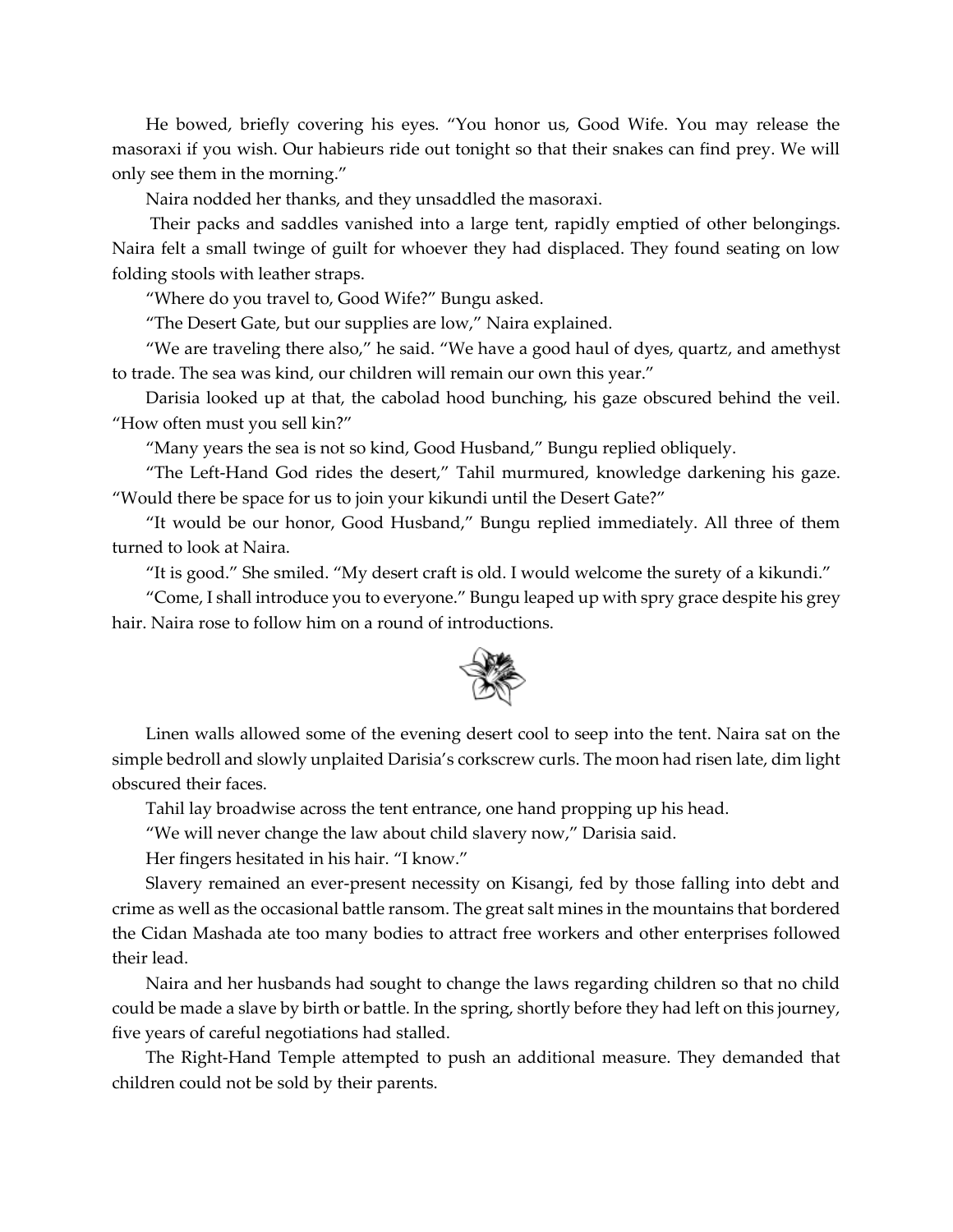He bowed, briefly covering his eyes. "You honor us, Good Wife. You may release the masoraxi if you wish. Our habieurs ride out tonight so that their snakes can find prey. We will only see them in the morning."

Naira nodded her thanks, and they unsaddled the masoraxi.

Their packs and saddles vanished into a large tent, rapidly emptied of other belongings. Naira felt a small twinge of guilt for whoever they had displaced. They found seating on low folding stools with leather straps.

"Where do you travel to, Good Wife?" Bungu asked.

"The Desert Gate, but our supplies are low," Naira explained.

"We are traveling there also," he said. "We have a good haul of dyes, quartz, and amethyst to trade. The sea was kind, our children will remain our own this year."

Darisia looked up at that, the cabolad hood bunching, his gaze obscured behind the veil. "How often must you sell kin?"

"Many years the sea is not so kind, Good Husband," Bungu replied obliquely.

"The Left-Hand God rides the desert," Tahil murmured, knowledge darkening his gaze. "Would there be space for us to join your kikundi until the Desert Gate?"

"It would be our honor, Good Husband," Bungu replied immediately. All three of them turned to look at Naira.

"It is good." She smiled. "My desert craft is old. I would welcome the surety of a kikundi."

"Come, I shall introduce you to everyone." Bungu leaped up with spry grace despite his grey hair. Naira rose to follow him on a round of introductions.

Linen walls allowed some of the evening desert cool to seep into the tent. Naira sat on the simple bedroll and slowly unplaited Darisia's corkscrew curls. The moon had risen late, dim light obscured their faces.

Tahil lay broadwise across the tent entrance, one hand propping up his head.

"We will never change the law about child slavery now," Darisia said.

Her fingers hesitated in his hair. "I know."

Slavery remained an ever-present necessity on Kisangi, fed by those falling into debt and crime as well as the occasional battle ransom. The great salt mines in the mountains that bordered the Cidan Mashada ate too many bodies to attract free workers and other enterprises followed their lead.

Naira and her husbands had sought to change the laws regarding children so that no child could be made a slave by birth or battle. In the spring, shortly before they had left on this journey, five years of careful negotiations had stalled.

The Right-Hand Temple attempted to push an additional measure. They demanded that children could not be sold by their parents.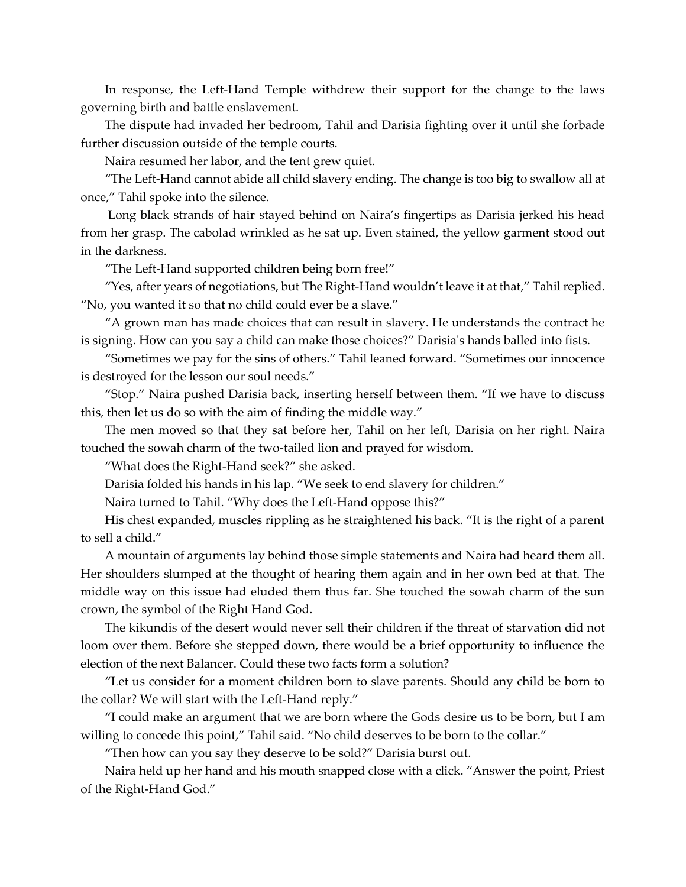In response, the Left-Hand Temple withdrew their support for the change to the laws governing birth and battle enslavement.

The dispute had invaded her bedroom, Tahil and Darisia fighting over it until she forbade further discussion outside of the temple courts.

Naira resumed her labor, and the tent grew quiet.

"The Left-Hand cannot abide all child slavery ending. The change is too big to swallow all at once," Tahil spoke into the silence.

Long black strands of hair stayed behind on Naira's fingertips as Darisia jerked his head from her grasp. The cabolad wrinkled as he sat up. Even stained, the yellow garment stood out in the darkness.

"The Left-Hand supported children being born free!"

"Yes, after years of negotiations, but The Right-Hand wouldn't leave it at that," Tahil replied. "No, you wanted it so that no child could ever be a slave."

"A grown man has made choices that can result in slavery. He understands the contract he is signing. How can you say a child can make those choices?" Darisia's hands balled into fists.

"Sometimes we pay for the sins of others." Tahil leaned forward. "Sometimes our innocence is destroyed for the lesson our soul needs."

"Stop." Naira pushed Darisia back, inserting herself between them. "If we have to discuss this, then let us do so with the aim of finding the middle way."

The men moved so that they sat before her, Tahil on her left, Darisia on her right. Naira touched the sowah charm of the two-tailed lion and prayed for wisdom.

"What does the Right-Hand seek?" she asked.

Darisia folded his hands in his lap. "We seek to end slavery for children."

Naira turned to Tahil. "Why does the Left-Hand oppose this?"

His chest expanded, muscles rippling as he straightened his back. "It is the right of a parent to sell a child."

A mountain of arguments lay behind those simple statements and Naira had heard them all. Her shoulders slumped at the thought of hearing them again and in her own bed at that. The middle way on this issue had eluded them thus far. She touched the sowah charm of the sun crown, the symbol of the Right Hand God.

The kikundis of the desert would never sell their children if the threat of starvation did not loom over them. Before she stepped down, there would be a brief opportunity to influence the election of the next Balancer. Could these two facts form a solution?

"Let us consider for a moment children born to slave parents. Should any child be born to the collar? We will start with the Left-Hand reply."

"I could make an argument that we are born where the Gods desire us to be born, but I am willing to concede this point," Tahil said. "No child deserves to be born to the collar."

"Then how can you say they deserve to be sold?" Darisia burst out.

Naira held up her hand and his mouth snapped close with a click. "Answer the point, Priest of the Right-Hand God."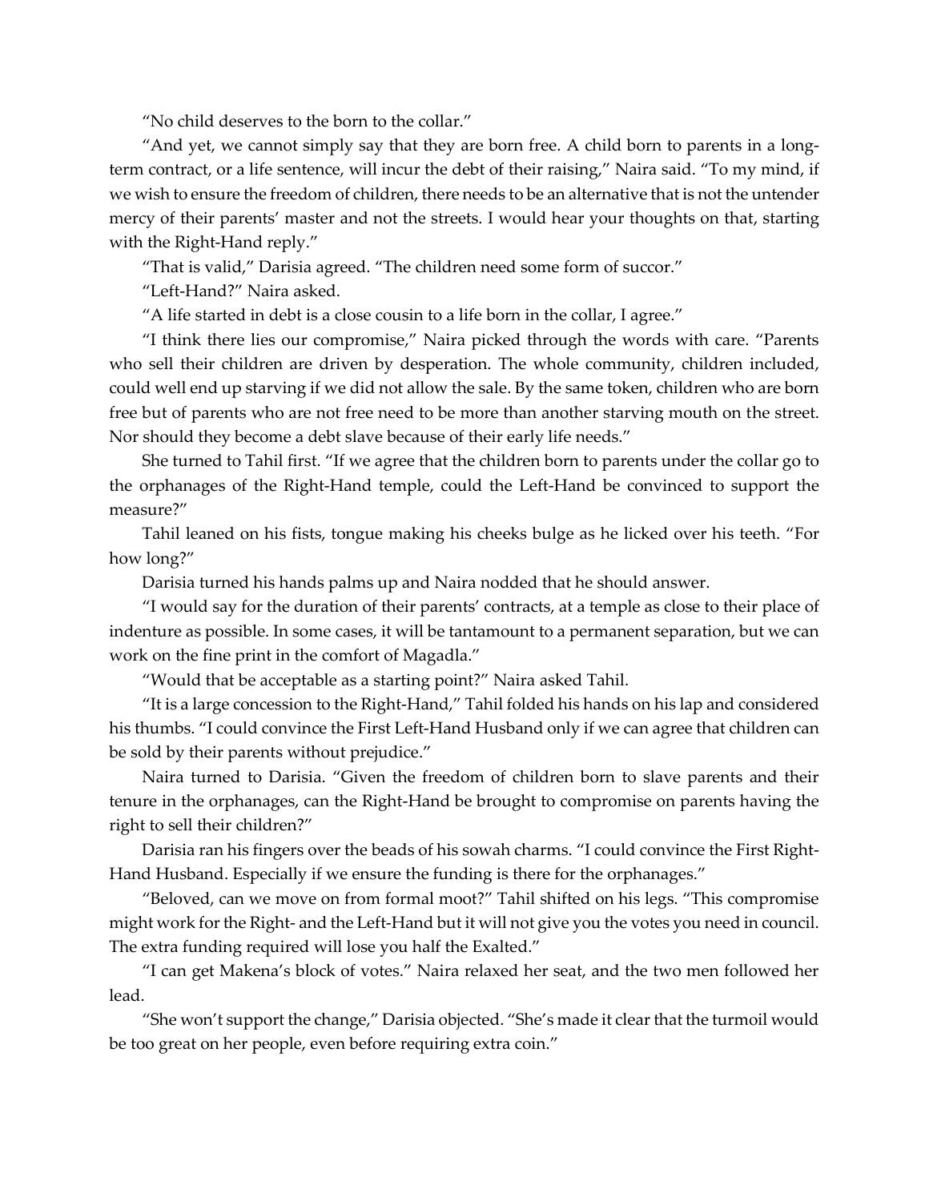"No child deserves to the born to the collar."

"And yet, we cannot simply say that they are born free. A child born to parents in a long-term contract, or a life sentence, will incur the debt of their raising," Naira said. "To my mind, if we wish to ensure the freedom of children, there needs to be an alternative that is not the untender mercy of their parents' master and not the streets. I would hear your thoughts on that, starting with the Right-Hand reply."

"That is valid," Darisia agreed. "The children need some form of succor."

"Left-Hand?" Naira asked.

"A life started in debt is a close cousin to a life born in the collar, I agree."

"I think there lies our compromise," Naira picked through the words with care. "Parents who sell their children are driven by desperation. The whole community, children included, could well end up starving if we did not allow the sale. By the same token, children who are born free but of parents who are not free need to be more than another starving mouth on the street. Nor should they become a debt slave because of their early life needs."

She turned to Tahil first. "If we agree that the children born to parents under the collar go to the orphanages of the Right-Hand temple, could the Left-Hand be convinced to support the measure?"

Tahil leaned on his fists, tongue making his cheeks bulge as he licked over his teeth. "For how long?"

Darisia turned his hands palms up and Naira nodded that he should answer.

"I would say for the duration of their parents' contracts, at a temple as close to their place of indenture as possible. In some cases, it will be tantamount to a permanent separation, but we can work on the fine print in the comfort of Magadla."

"Would that be acceptable as a starting point?" Naira asked Tahil.

"It is a large concession to the Right-Hand," Tahil folded his hands on his lap and considered his thumbs. "I could convince the First Left-Hand Husband only if we can agree that children can be sold by their parents without prejudice."

Naira turned to Darisia. "Given the freedom of children born to slave parents and their tenure in the orphanages, can the Right-Hand be brought to compromise on parents having the right to sell their children?"

Darisia ran his fingers over the beads of his sowah charms. "I could convince the First Right-Hand Husband. Especially if we ensure the funding is there for the orphanages."

"Beloved, can we move on from formal moot?" Tahil shifted on his legs. "This compromise might work for the Right- and the Left-Hand but it will not give you the votes you need in council. The extra funding required will lose you half the Exalted."

"I can get Makena's block of votes." Naira relaxed her seat, and the two men followed her lead.

"She won't support the change," Darisia objected. "She's made it clear that the turmoil would be too great on her people, even before requiring extra coin."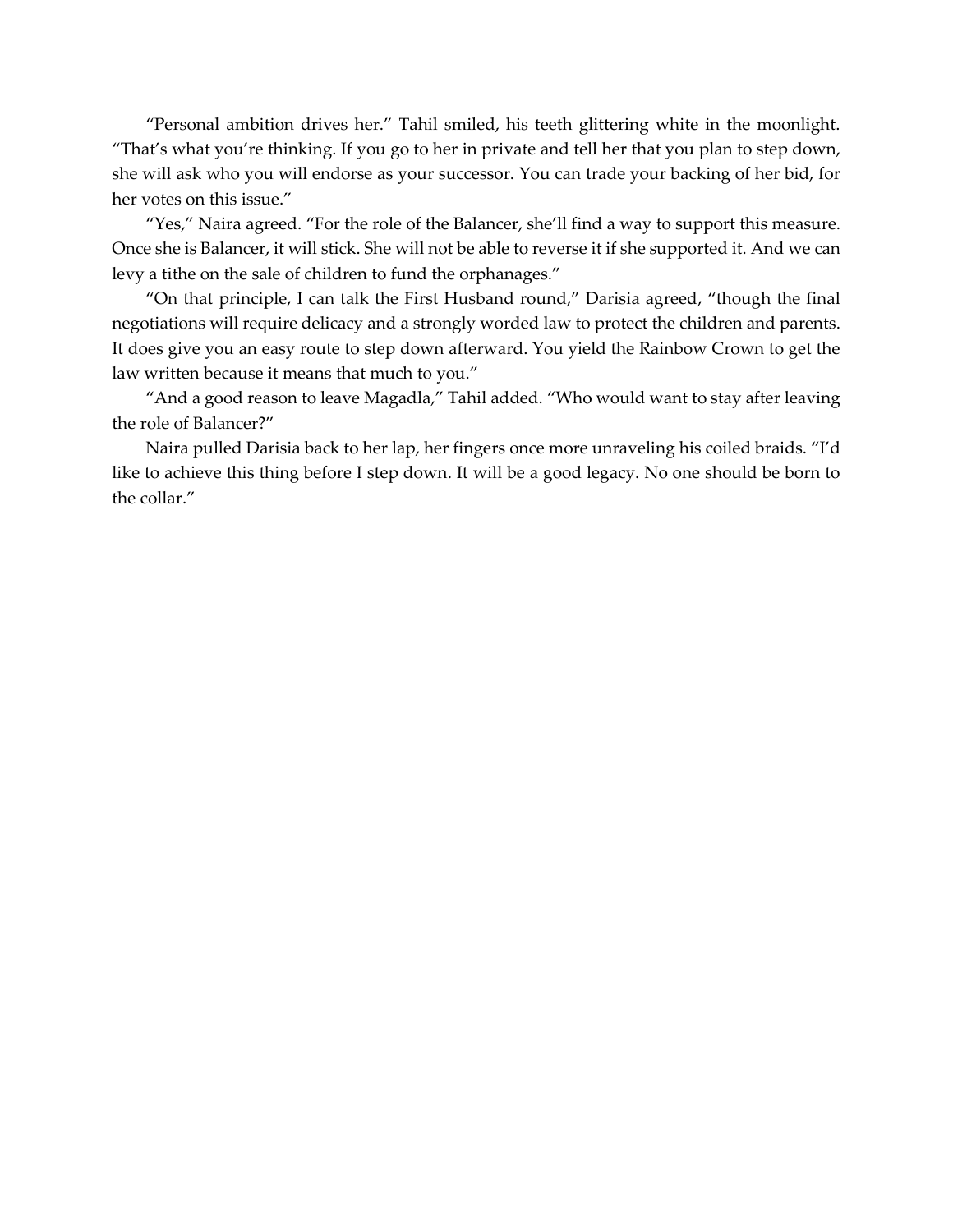"Personal ambition drives her." Tahil smiled, his teeth glittering white in the moonlight. "That's what you're thinking. If you go to her in private and tell her that you plan to step down, she will ask who you will endorse as your successor. You can trade your backing of her bid, for her votes on this issue."

"Yes," Naira agreed. "For the role of the Balancer, she'll find a way to support this measure. Once she is Balancer, it will stick. She will not be able to reverse it if she supported it. And we can levy a tithe on the sale of children to fund the orphanages."

"On that principle, I can talk the First Husband round," Darisia agreed, "though the final negotiations will require delicacy and a strongly worded law to protect the children and parents. It does give you an easy route to step down afterward. You yield the Rainbow Crown to get the law written because it means that much to you."

"And a good reason to leave Magadla," Tahil added. "Who would want to stay after leaving the role of Balancer?"

Naira pulled Darisia back to her lap, her fingers once more unraveling his coiled braids. "I'd like to achieve this thing before I step down. It will be a good legacy. No one should be born to the collar."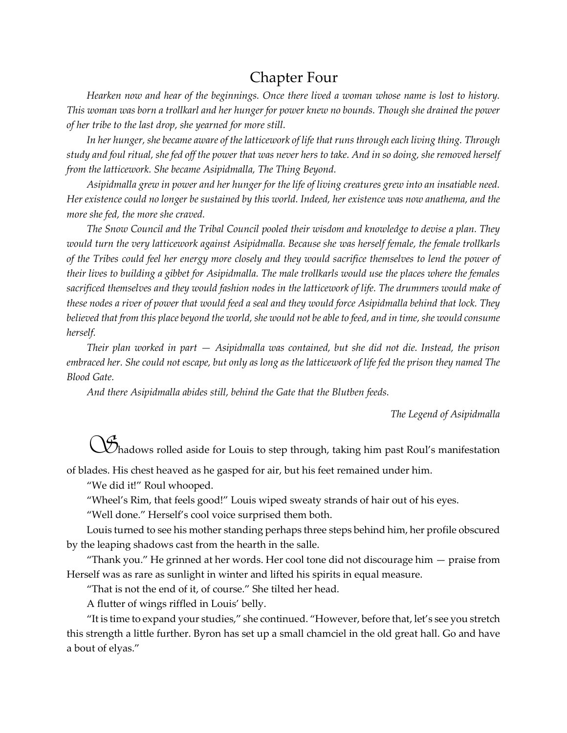# Chapter Four

*Hearken now and hear of the beginnings. Once there lived a woman whose name is lost to history. This woman was born a trollkarl and her hunger for power knew no bounds. Though she drained the power of her tribe to the last drop, she yearned for more still.*

*In her hunger, she became aware of the latticework of life that runs through each living thing. Through study and foul ritual, she fed off the power that was never hers to take. And in so doing, she removed herself from the latticework. She became Asipidmalla, The Thing Beyond.*

*Asipidmalla grew in power and her hunger for the life of living creatures grew into an insatiable need. Her existence could no longer be sustained by this world. Indeed, her existence was now anathema, and the more she fed, the more she craved.*

*The Snow Council and the Tribal Council pooled their wisdom and knowledge to devise a plan. They would turn the very latticework against Asipidmalla. Because she was herself female, the female trollkarls of the Tribes could feel her energy more closely and they would sacrifice themselves to lend the power of their lives to building a gibbet for Asipidmalla. The male trollkarls would use the places where the females sacrificed themselves and they would fashion nodes in the latticework of life. The drummers would make of these nodes a river of power that would feed a seal and they would force Asipidmalla behind that lock. They believed that from this place beyond the world, she would not be able to feed, and in time, she would consume herself.*

*Their plan worked in part — Asipidmalla was contained, but she did not die. Instead, the prison embraced her. She could not escape, but only as long as the latticework of life fed the prison they named The Blood Gate.*

*And there Asipidmalla abides still, behind the Gate that the Blutben feeds.*

*The Legend of Asipidmalla*

Shadows rolled aside for Louis to step through, taking him past Roul's manifestation of blades. His chest heaved as he gasped for air, but his feet remained under him.

"We did it!" Roul whooped.

"Wheel's Rim, that feels good!" Louis wiped sweaty strands of hair out of his eyes.

"Well done." Herself's cool voice surprised them both.

Louis turned to see his mother standing perhaps three steps behind him, her profile obscured by the leaping shadows cast from the hearth in the salle.

"Thank you." He grinned at her words. Her cool tone did not discourage him — praise from Herself was as rare as sunlight in winter and lifted his spirits in equal measure.

"That is not the end of it, of course." She tilted her head.

A flutter of wings riffled in Louis' belly.

"It is time to expand your studies," she continued. "However, before that, let's see you stretch this strength a little further. Byron has set up a small chamciel in the old great hall. Go and have a bout of elyas."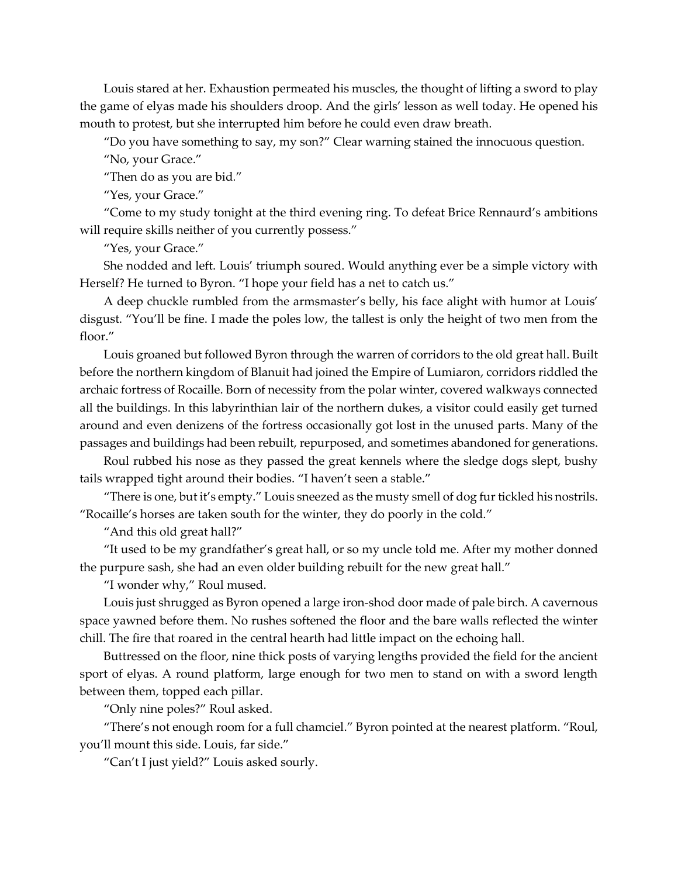Louis stared at her. Exhaustion permeated his muscles, the thought of lifting a sword to play the game of elyas made his shoulders droop. And the girls' lesson as well today. He opened his mouth to protest, but she interrupted him before he could even draw breath.

"Do you have something to say, my son?" Clear warning stained the innocuous question.

"No, your Grace."

"Then do as you are bid."

"Yes, your Grace."

"Come to my study tonight at the third evening ring. To defeat Brice Rennaurd's ambitions will require skills neither of you currently possess."

"Yes, your Grace."

She nodded and left. Louis' triumph soured. Would anything ever be a simple victory with Herself? He turned to Byron. "I hope your field has a net to catch us."

A deep chuckle rumbled from the armsmaster's belly, his face alight with humor at Louis' disgust. "You'll be fine. I made the poles low, the tallest is only the height of two men from the floor."

Louis groaned but followed Byron through the warren of corridors to the old great hall. Built before the northern kingdom of Blanuit had joined the Empire of Lumiaron, corridors riddled the archaic fortress of Rocaille. Born of necessity from the polar winter, covered walkways connected all the buildings. In this labyrinthian lair of the northern dukes, a visitor could easily get turned around and even denizens of the fortress occasionally got lost in the unused parts. Many of the passages and buildings had been rebuilt, repurposed, and sometimes abandoned for generations.

Roul rubbed his nose as they passed the great kennels where the sledge dogs slept, bushy tails wrapped tight around their bodies. "I haven't seen a stable."

"There is one, but it's empty." Louis sneezed as the musty smell of dog fur tickled his nostrils. "Rocaille's horses are taken south for the winter, they do poorly in the cold."

"And this old great hall?"

"It used to be my grandfather's great hall, or so my uncle told me. After my mother donned the purpure sash, she had an even older building rebuilt for the new great hall."

"I wonder why," Roul mused.

Louis just shrugged as Byron opened a large iron-shod door made of pale birch. A cavernous space yawned before them. No rushes softened the floor and the bare walls reflected the winter chill. The fire that roared in the central hearth had little impact on the echoing hall.

Buttressed on the floor, nine thick posts of varying lengths provided the field for the ancient sport of elyas. A round platform, large enough for two men to stand on with a sword length between them, topped each pillar.

"Only nine poles?" Roul asked.

"There's not enough room for a full chamciel." Byron pointed at the nearest platform. "Roul, you'll mount this side. Louis, far side."

"Can't I just yield?" Louis asked sourly.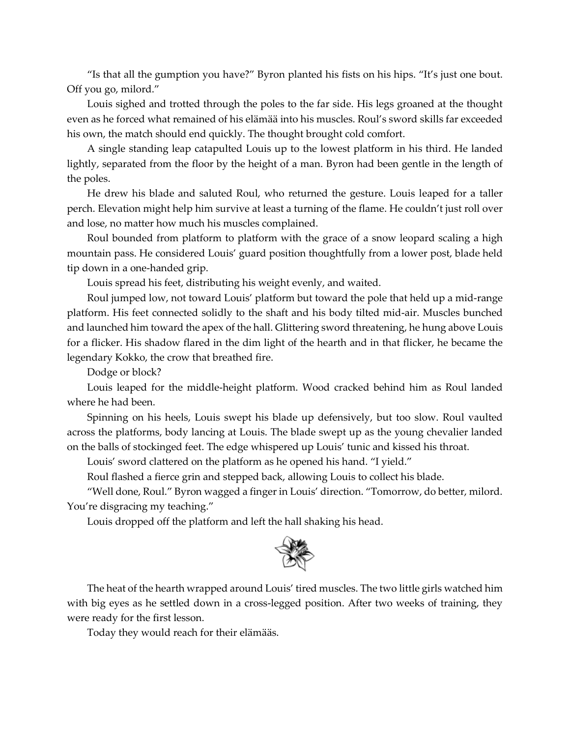"Is that all the gumption you have?" Byron planted his fists on his hips. "It's just one bout. Off you go, milord."

Louis sighed and trotted through the poles to the far side. His legs groaned at the thought even as he forced what remained of his elämää into his muscles. Roul's sword skills far exceeded his own, the match should end quickly. The thought brought cold comfort.

A single standing leap catapulted Louis up to the lowest platform in his third. He landed lightly, separated from the floor by the height of a man. Byron had been gentle in the length of the poles.

He drew his blade and saluted Roul, who returned the gesture. Louis leaped for a taller perch. Elevation might help him survive at least a turning of the flame. He couldn't just roll over and lose, no matter how much his muscles complained.

Roul bounded from platform to platform with the grace of a snow leopard scaling a high mountain pass. He considered Louis' guard position thoughtfully from a lower post, blade held tip down in a one-handed grip.

Louis spread his feet, distributing his weight evenly, and waited.

Roul jumped low, not toward Louis' platform but toward the pole that held up a mid-range platform. His feet connected solidly to the shaft and his body tilted mid-air. Muscles bunched and launched him toward the apex of the hall. Glittering sword threatening, he hung above Louis for a flicker. His shadow flared in the dim light of the hearth and in that flicker, he became the legendary Kokko, the crow that breathed fire.

Dodge or block?

Louis leaped for the middle-height platform. Wood cracked behind him as Roul landed where he had been.

Spinning on his heels, Louis swept his blade up defensively, but too slow. Roul vaulted across the platforms, body lancing at Louis. The blade swept up as the young chevalier landed on the balls of stockinged feet. The edge whispered up Louis' tunic and kissed his throat.

Louis' sword clattered on the platform as he opened his hand. "I yield."

Roul flashed a fierce grin and stepped back, allowing Louis to collect his blade.

"Well done, Roul." Byron wagged a finger in Louis' direction. "Tomorrow, do better, milord. You're disgracing my teaching."

Louis dropped off the platform and left the hall shaking his head.

The heat of the hearth wrapped around Louis' tired muscles. The two little girls watched him with big eyes as he settled down in a cross-legged position. After two weeks of training, they were ready for the first lesson.

Today they would reach for their elämääs.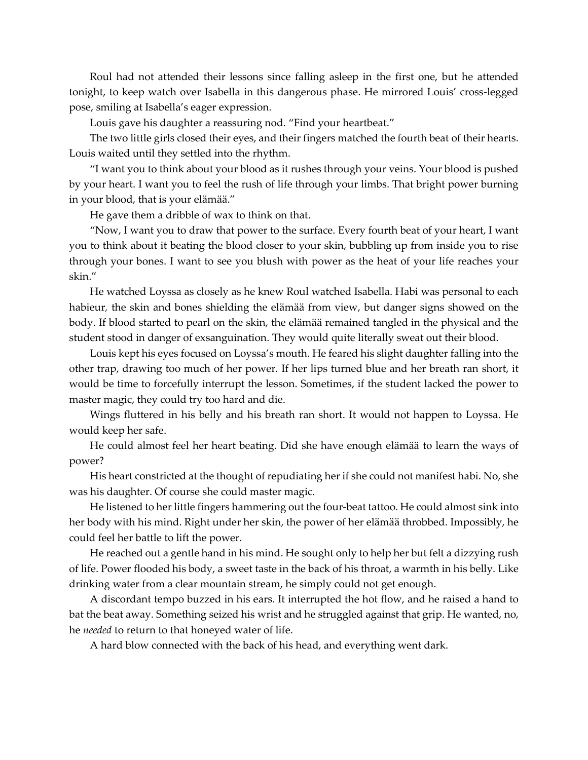Roul had not attended their lessons since falling asleep in the first one, but he attended tonight, to keep watch over Isabella in this dangerous phase. He mirrored Louis' cross-legged pose, smiling at Isabella's eager expression.

Louis gave his daughter a reassuring nod. "Find your heartbeat."

The two little girls closed their eyes, and their fingers matched the fourth beat of their hearts. Louis waited until they settled into the rhythm.

"I want you to think about your blood as it rushes through your veins. Your blood is pushed by your heart. I want you to feel the rush of life through your limbs. That bright power burning in your blood, that is your elämää."

He gave them a dribble of wax to think on that.

"Now, I want you to draw that power to the surface. Every fourth beat of your heart, I want you to think about it beating the blood closer to your skin, bubbling up from inside you to rise through your bones. I want to see you blush with power as the heat of your life reaches your skin."

He watched Loyssa as closely as he knew Roul watched Isabella. Habi was personal to each habieur, the skin and bones shielding the elämää from view, but danger signs showed on the body. If blood started to pearl on the skin, the elämää remained tangled in the physical and the student stood in danger of exsanguination. They would quite literally sweat out their blood.

Louis kept his eyes focused on Loyssa's mouth. He feared his slight daughter falling into the other trap, drawing too much of her power. If her lips turned blue and her breath ran short, it would be time to forcefully interrupt the lesson. Sometimes, if the student lacked the power to master magic, they could try too hard and die.

Wings fluttered in his belly and his breath ran short. It would not happen to Loyssa. He would keep her safe.

He could almost feel her heart beating. Did she have enough elämää to learn the ways of power?

His heart constricted at the thought of repudiating her if she could not manifest habi. No, she was his daughter. Of course she could master magic.

He listened to her little fingers hammering out the four-beat tattoo. He could almost sink into her body with his mind. Right under her skin, the power of her elämää throbbed. Impossibly, he could feel her battle to lift the power.

He reached out a gentle hand in his mind. He sought only to help her but felt a dizzying rush of life. Power flooded his body, a sweet taste in the back of his throat, a warmth in his belly. Like drinking water from a clear mountain stream, he simply could not get enough.

A discordant tempo buzzed in his ears. It interrupted the hot flow, and he raised a hand to bat the beat away. Something seized his wrist and he struggled against that grip. He wanted, no, he *needed* to return to that honeyed water of life.

A hard blow connected with the back of his head, and everything went dark.